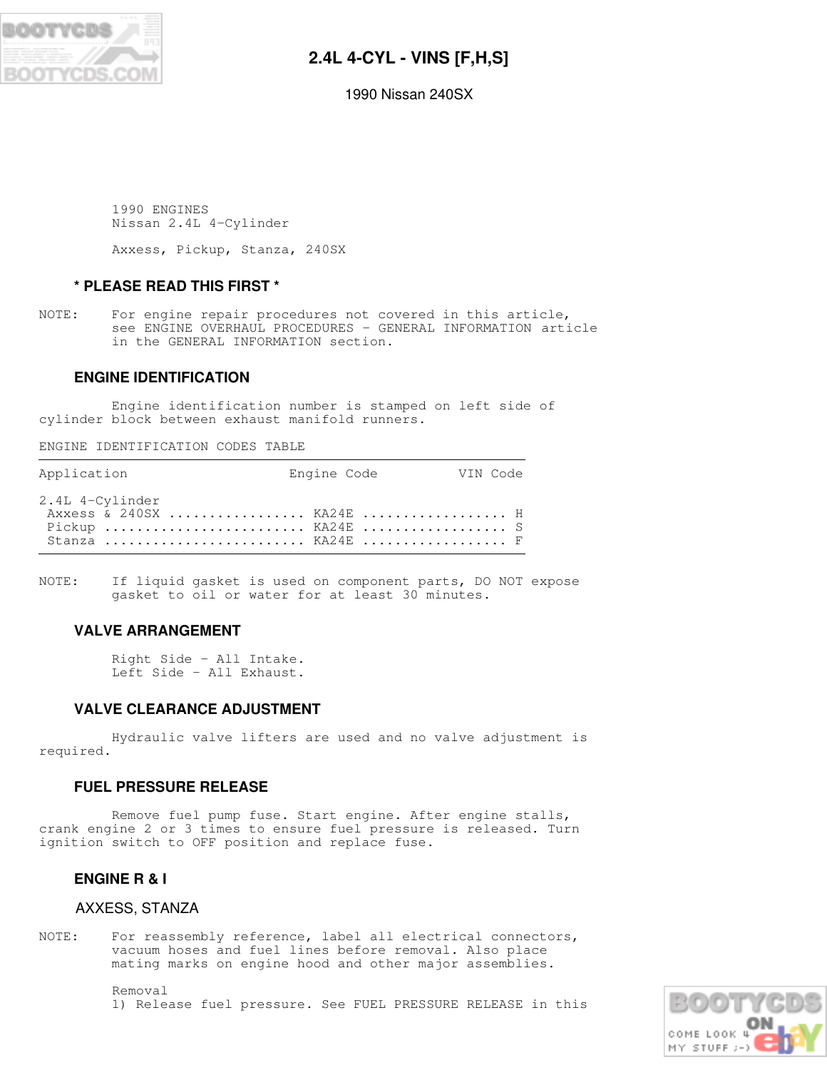# 2.4L 4-CYL - VINS [F,H,S]

1990 Nissan 240SX

1990 ENGINES
Nissan 2.4L 4-Cylinder

Axxess, Pickup, Stanza, 240SX

## * PLEASE READ THIS FIRST *

NOTE: For engine repair procedures not covered in this article, see ENGINE OVERHAUL PROCEDURES - GENERAL INFORMATION article in the GENERAL INFORMATION section.

## ENGINE IDENTIFICATION

Engine identification number is stamped on left side of cylinder block between exhaust manifold runners.

ENGINE IDENTIFICATION CODES TABLE

| Application | Engine Code | VIN Code |
|---|---|---|
| 2.4L 4-Cylinder | | |
| Axxess & 240SX | KA24E | H |
| Pickup | KA24E | S |
| Stanza | KA24E | F |

NOTE: If liquid gasket is used on component parts, DO NOT expose gasket to oil or water for at least 30 minutes.

## VALVE ARRANGEMENT

Right Side - All Intake.
Left Side - All Exhaust.

## VALVE CLEARANCE ADJUSTMENT

Hydraulic valve lifters are used and no valve adjustment is required.

## FUEL PRESSURE RELEASE

Remove fuel pump fuse. Start engine. After engine stalls, crank engine 2 or 3 times to ensure fuel pressure is released. Turn ignition switch to OFF position and replace fuse.

## ENGINE R & I

### AXXESS, STANZA

NOTE: For reassembly reference, label all electrical connectors, vacuum hoses and fuel lines before removal. Also place mating marks on engine hood and other major assemblies.

Removal

1) Release fuel pressure. See FUEL PRESSURE RELEASE in this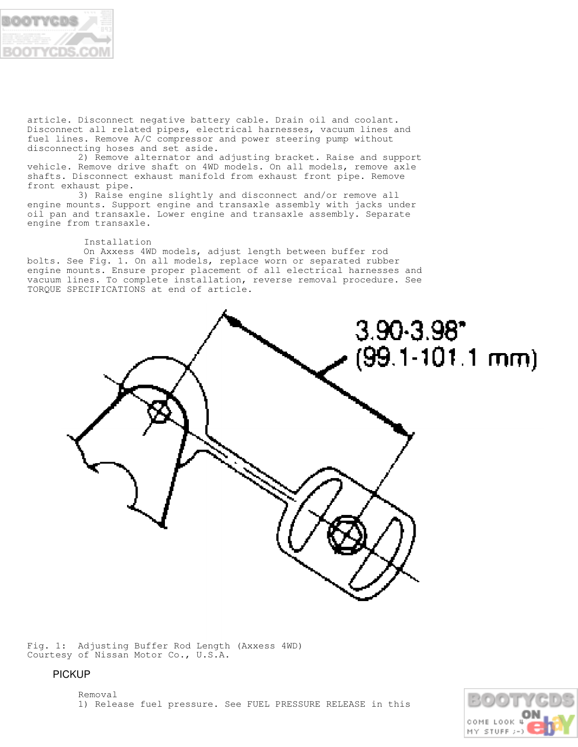article. Disconnect negative battery cable. Drain oil and coolant. Disconnect all related pipes, electrical harnesses, vacuum lines and fuel lines. Remove A/C compressor and power steering pump without disconnecting hoses and set aside.

2) Remove alternator and adjusting bracket. Raise and support vehicle. Remove drive shaft on 4WD models. On all models, remove axle shafts. Disconnect exhaust manifold from exhaust front pipe. Remove front exhaust pipe.

3) Raise engine slightly and disconnect and/or remove all engine mounts. Support engine and transaxle assembly with jacks under oil pan and transaxle. Lower engine and transaxle assembly. Separate engine from transaxle.

Installation

On Axxess 4WD models, adjust length between buffer rod bolts. See Fig. 1. On all models, replace worn or separated rubber engine mounts. Ensure proper placement of all electrical harnesses and vacuum lines. To complete installation, reverse removal procedure. See TORQUE SPECIFICATIONS at end of article.

3.90-3.98"
(99.1-101.1 mm)

Fig. 1: Adjusting Buffer Rod Length (Axxess 4WD)
Courtesy of Nissan Motor Co., U.S.A.

## PICKUP

Removal

1) Release fuel pressure. See FUEL PRESSURE RELEASE in this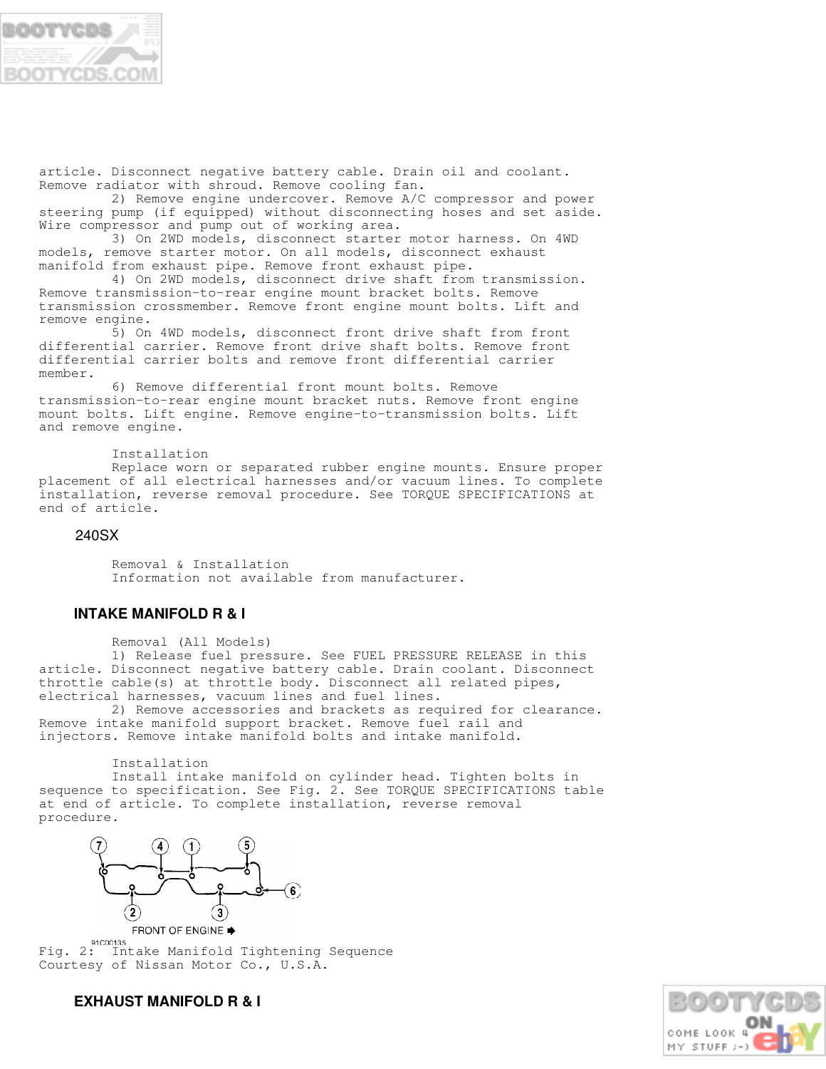article. Disconnect negative battery cable. Drain oil and coolant. Remove radiator with shroud. Remove cooling fan.

2) Remove engine undercover. Remove A/C compressor and power steering pump (if equipped) without disconnecting hoses and set aside. Wire compressor and pump out of working area.

3) On 2WD models, disconnect starter motor harness. On 4WD models, remove starter motor. On all models, disconnect exhaust manifold from exhaust pipe. Remove front exhaust pipe.

4) On 2WD models, disconnect drive shaft from transmission. Remove transmission-to-rear engine mount bracket bolts. Remove transmission crossmember. Remove front engine mount bolts. Lift and remove engine.

5) On 4WD models, disconnect front drive shaft from front differential carrier. Remove front drive shaft bolts. Remove front differential carrier bolts and remove front differential carrier member.

6) Remove differential front mount bolts. Remove transmission-to-rear engine mount bracket nuts. Remove front engine mount bolts. Lift engine. Remove engine-to-transmission bolts. Lift and remove engine.

Installation

Replace worn or separated rubber engine mounts. Ensure proper placement of all electrical harnesses and/or vacuum lines. To complete installation, reverse removal procedure. See TORQUE SPECIFICATIONS at end of article.

### 240SX

Removal & Installation

Information not available from manufacturer.

## INTAKE MANIFOLD R & I

Removal (All Models)

1) Release fuel pressure. See FUEL PRESSURE RELEASE in this article. Disconnect negative battery cable. Drain coolant. Disconnect throttle cable(s) at throttle body. Disconnect all related pipes, electrical harnesses, vacuum lines and fuel lines.

2) Remove accessories and brackets as required for clearance. Remove intake manifold support bracket. Remove fuel rail and injectors. Remove intake manifold bolts and intake manifold.

Installation

Install intake manifold on cylinder head. Tighten bolts in sequence to specification. See Fig. 2. See TORQUE SPECIFICATIONS table at end of article. To complete installation, reverse removal procedure.

Fig. 2: Intake Manifold Tightening Sequence
Courtesy of Nissan Motor Co., U.S.A.

## EXHAUST MANIFOLD R & I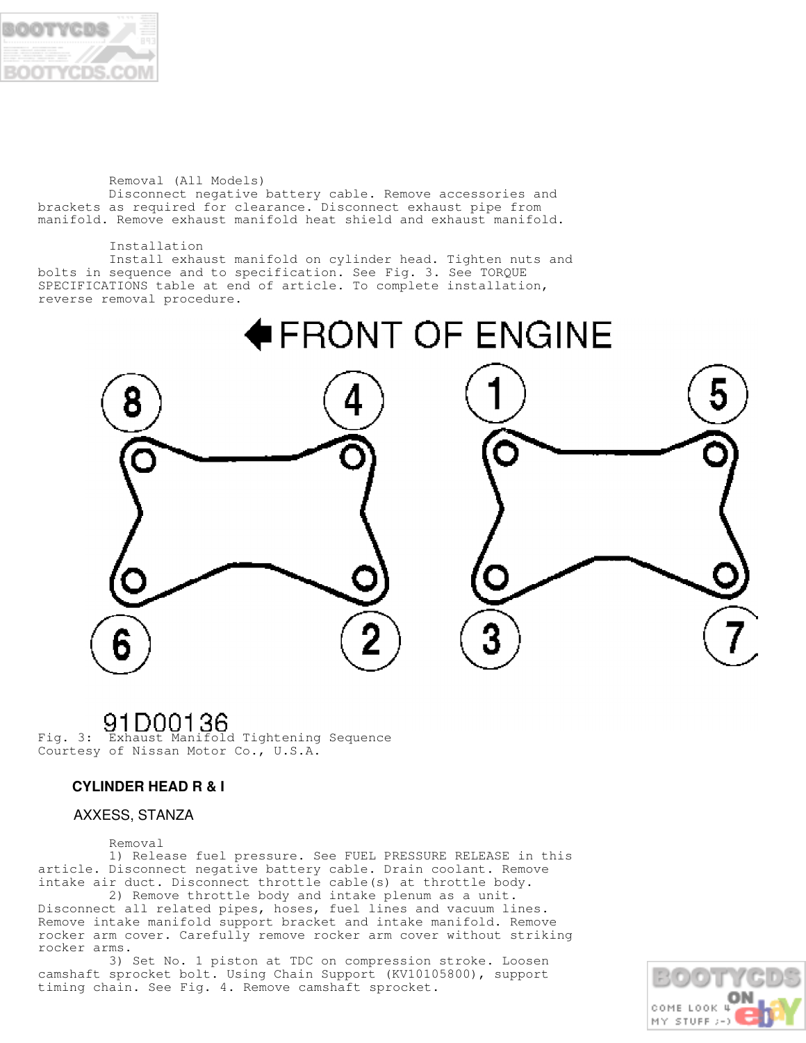Removal (All Models)

Disconnect negative battery cable. Remove accessories and brackets as required for clearance. Disconnect exhaust pipe from manifold. Remove exhaust manifold heat shield and exhaust manifold.

Installation

Install exhaust manifold on cylinder head. Tighten nuts and bolts in sequence and to specification. See Fig. 3. See TORQUE SPECIFICATIONS table at end of article. To complete installation, reverse removal procedure.

Fig. 3: Exhaust Manifold Tightening Sequence
Courtesy of Nissan Motor Co., U.S.A.

## CYLINDER HEAD R & I

### AXXESS, STANZA

Removal

1) Release fuel pressure. See FUEL PRESSURE RELEASE in this article. Disconnect negative battery cable. Drain coolant. Remove intake air duct. Disconnect throttle cable(s) at throttle body.

2) Remove throttle body and intake plenum as a unit. Disconnect all related pipes, hoses, fuel lines and vacuum lines. Remove intake manifold support bracket and intake manifold. Remove rocker arm cover. Carefully remove rocker arm cover without striking rocker arms.

3) Set No. 1 piston at TDC on compression stroke. Loosen camshaft sprocket bolt. Using Chain Support (KV10105800), support timing chain. See Fig. 4. Remove camshaft sprocket.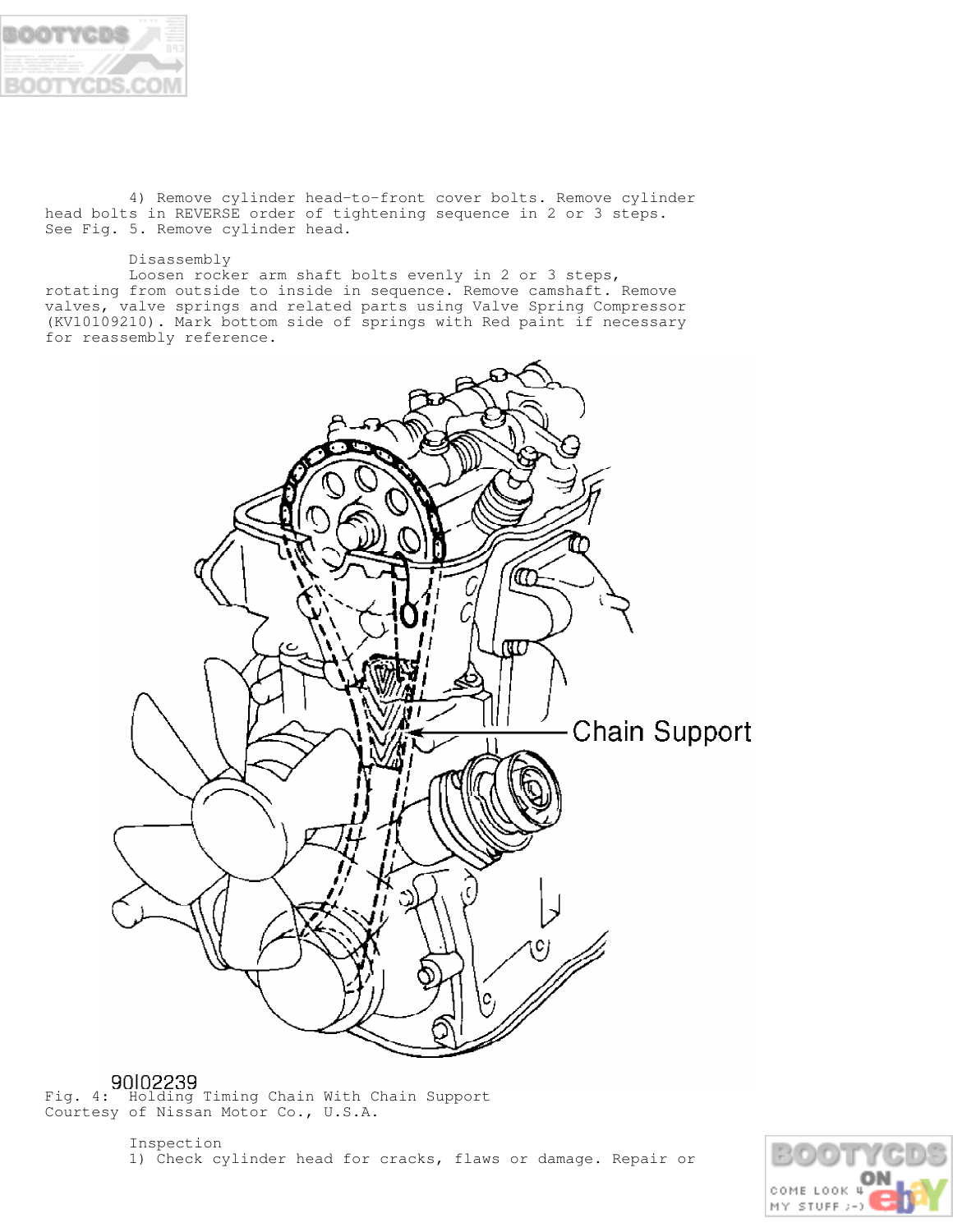4) Remove cylinder head-to-front cover bolts. Remove cylinder head bolts in REVERSE order of tightening sequence in 2 or 3 steps. See Fig. 5. Remove cylinder head.

Disassembly

Loosen rocker arm shaft bolts evenly in 2 or 3 steps, rotating from outside to inside in sequence. Remove camshaft. Remove valves, valve springs and related parts using Valve Spring Compressor (KV10109210). Mark bottom side of springs with Red paint if necessary for reassembly reference.

Fig. 4: Holding Timing Chain With Chain Support
Courtesy of Nissan Motor Co., U.S.A.

Inspection

1) Check cylinder head for cracks, flaws or damage. Repair or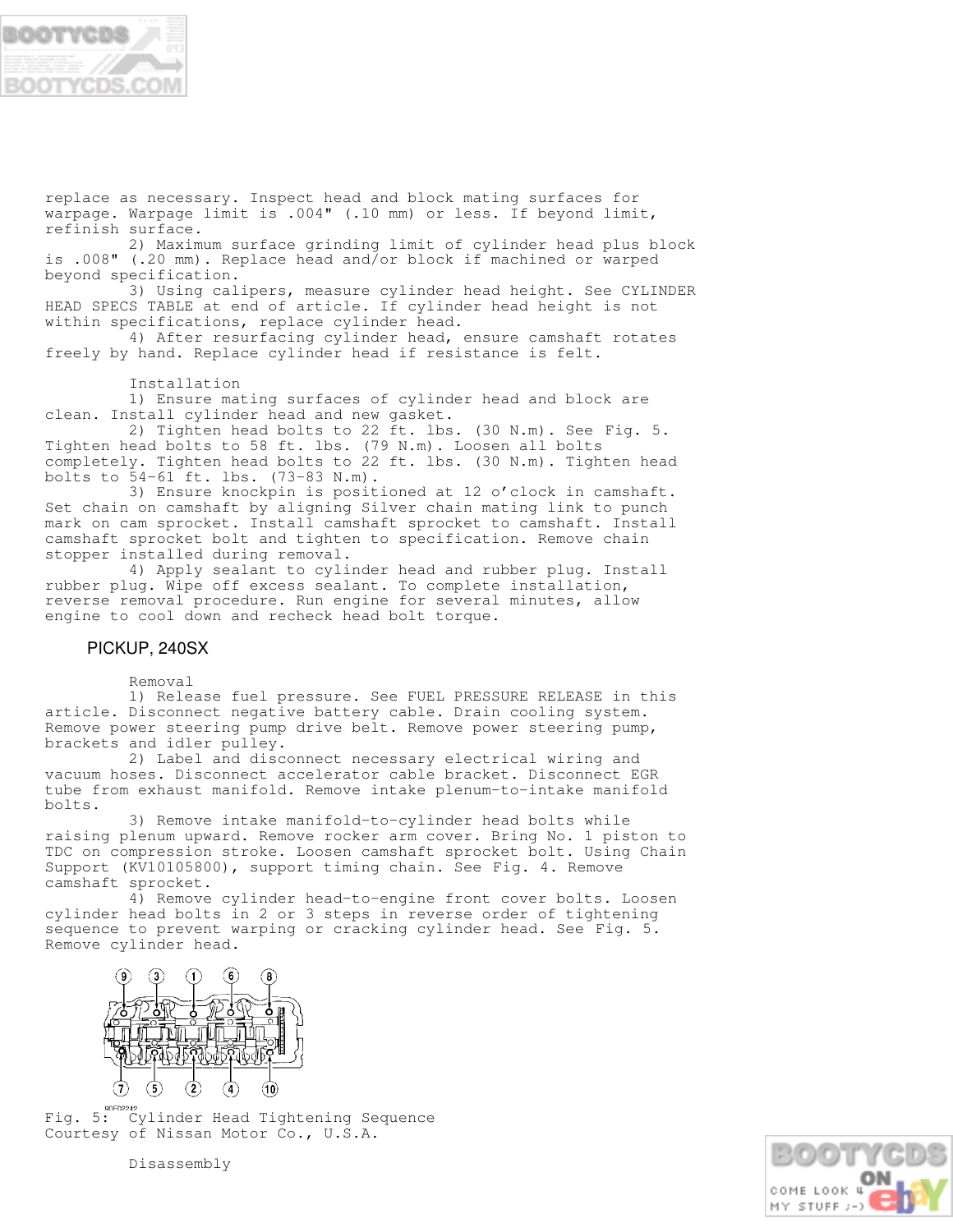replace as necessary. Inspect head and block mating surfaces for warpage. Warpage limit is .004" (.10 mm) or less. If beyond limit, refinish surface.

2) Maximum surface grinding limit of cylinder head plus block is .008" (.20 mm). Replace head and/or block if machined or warped beyond specification.

3) Using calipers, measure cylinder head height. See CYLINDER HEAD SPECS TABLE at end of article. If cylinder head height is not within specifications, replace cylinder head.

4) After resurfacing cylinder head, ensure camshaft rotates freely by hand. Replace cylinder head if resistance is felt.

Installation

1) Ensure mating surfaces of cylinder head and block are clean. Install cylinder head and new gasket.

2) Tighten head bolts to 22 ft. lbs. (30 N.m). See Fig. 5. Tighten head bolts to 58 ft. lbs. (79 N.m). Loosen all bolts completely. Tighten head bolts to 22 ft. lbs. (30 N.m). Tighten head bolts to 54-61 ft. lbs. (73-83 N.m).

3) Ensure knockpin is positioned at 12 o'clock in camshaft. Set chain on camshaft by aligning Silver chain mating link to punch mark on cam sprocket. Install camshaft sprocket to camshaft. Install camshaft sprocket bolt and tighten to specification. Remove chain stopper installed during removal.

4) Apply sealant to cylinder head and rubber plug. Install rubber plug. Wipe off excess sealant. To complete installation, reverse removal procedure. Run engine for several minutes, allow engine to cool down and recheck head bolt torque.

## PICKUP, 240SX

Removal

1) Release fuel pressure. See FUEL PRESSURE RELEASE in this article. Disconnect negative battery cable. Drain cooling system. Remove power steering pump drive belt. Remove power steering pump, brackets and idler pulley.

2) Label and disconnect necessary electrical wiring and vacuum hoses. Disconnect accelerator cable bracket. Disconnect EGR tube from exhaust manifold. Remove intake plenum-to-intake manifold bolts.

3) Remove intake manifold-to-cylinder head bolts while raising plenum upward. Remove rocker arm cover. Bring No. 1 piston to TDC on compression stroke. Loosen camshaft sprocket bolt. Using Chain Support (KV10105800), support timing chain. See Fig. 4. Remove camshaft sprocket.

4) Remove cylinder head-to-engine front cover bolts. Loosen cylinder head bolts in 2 or 3 steps in reverse order of tightening sequence to prevent warping or cracking cylinder head. See Fig. 5. Remove cylinder head.

Fig. 5: Cylinder Head Tightening Sequence
Courtesy of Nissan Motor Co., U.S.A.

Disassembly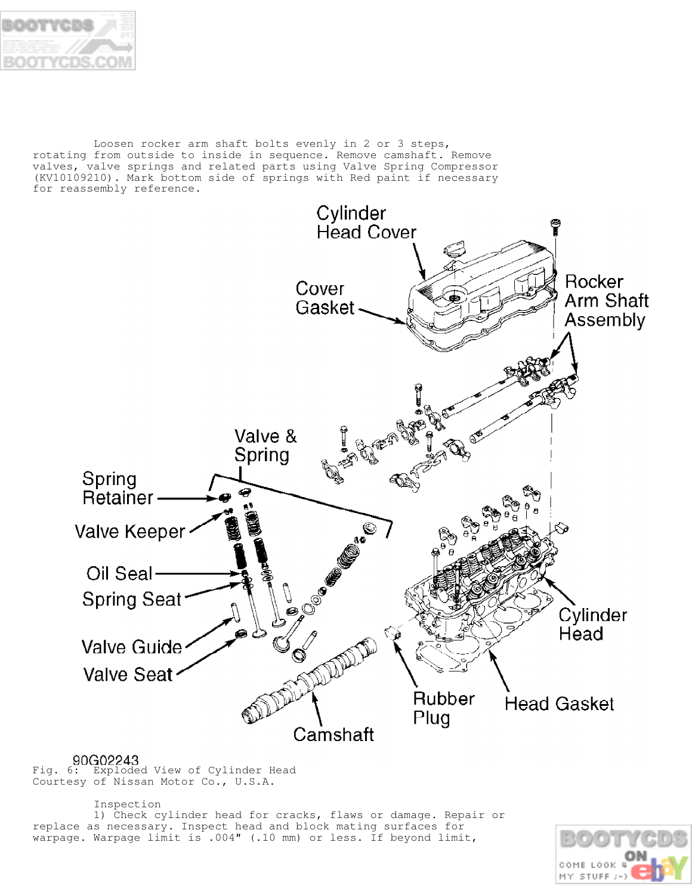Loosen rocker arm shaft bolts evenly in 2 or 3 steps, rotating from outside to inside in sequence. Remove camshaft. Remove valves, valve springs and related parts using Valve Spring Compressor (KV10109210). Mark bottom side of springs with Red paint if necessary for reassembly reference.

90G02243

Fig. 6: Exploded View of Cylinder Head
Courtesy of Nissan Motor Co., U.S.A.

Inspection

1) Check cylinder head for cracks, flaws or damage. Repair or replace as necessary. Inspect head and block mating surfaces for warpage. Warpage limit is .004" (.10 mm) or less. If beyond limit,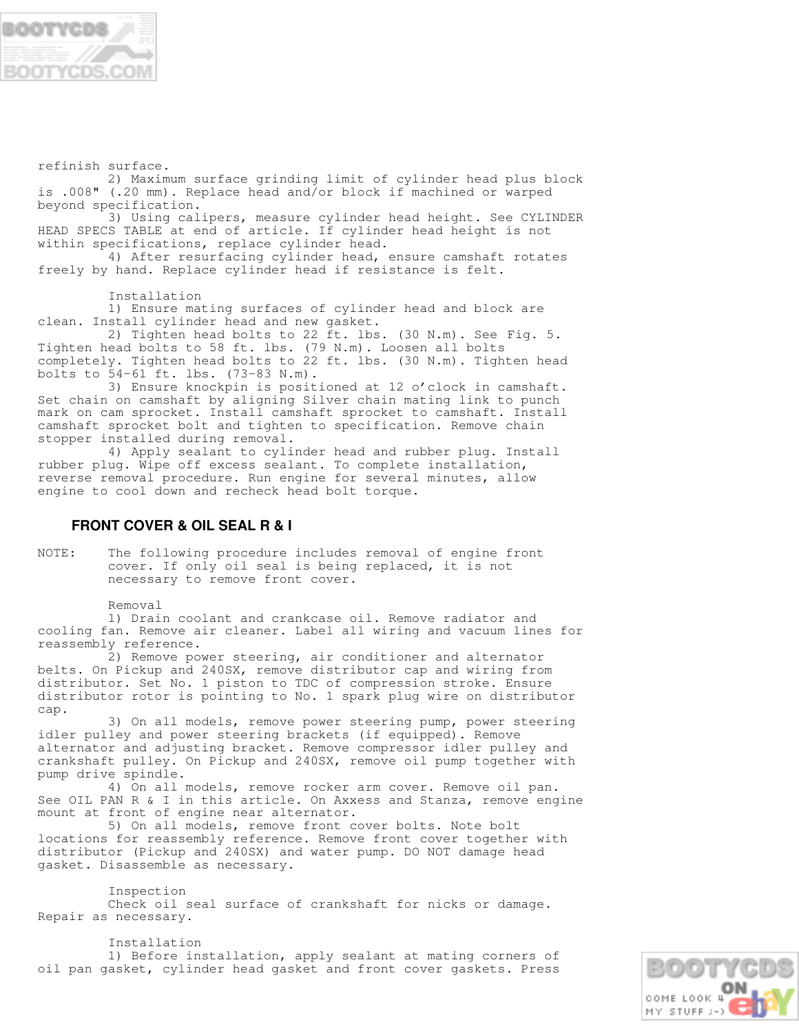refinish surface.

2) Maximum surface grinding limit of cylinder head plus block is .008" (.20 mm). Replace head and/or block if machined or warped beyond specification.

3) Using calipers, measure cylinder head height. See CYLINDER HEAD SPECS TABLE at end of article. If cylinder head height is not within specifications, replace cylinder head.

4) After resurfacing cylinder head, ensure camshaft rotates freely by hand. Replace cylinder head if resistance is felt.

Installation

1) Ensure mating surfaces of cylinder head and block are clean. Install cylinder head and new gasket.

2) Tighten head bolts to 22 ft. lbs. (30 N.m). See Fig. 5. Tighten head bolts to 58 ft. lbs. (79 N.m). Loosen all bolts completely. Tighten head bolts to 22 ft. lbs. (30 N.m). Tighten head bolts to 54-61 ft. lbs. (73-83 N.m).

3) Ensure knockpin is positioned at 12 o'clock in camshaft. Set chain on camshaft by aligning Silver chain mating link to punch mark on cam sprocket. Install camshaft sprocket to camshaft. Install camshaft sprocket bolt and tighten to specification. Remove chain stopper installed during removal.

4) Apply sealant to cylinder head and rubber plug. Install rubber plug. Wipe off excess sealant. To complete installation, reverse removal procedure. Run engine for several minutes, allow engine to cool down and recheck head bolt torque.

## FRONT COVER & OIL SEAL R & I

NOTE: The following procedure includes removal of engine front cover. If only oil seal is being replaced, it is not necessary to remove front cover.

Removal

1) Drain coolant and crankcase oil. Remove radiator and cooling fan. Remove air cleaner. Label all wiring and vacuum lines for reassembly reference.

2) Remove power steering, air conditioner and alternator belts. On Pickup and 240SX, remove distributor cap and wiring from distributor. Set No. 1 piston to TDC of compression stroke. Ensure distributor rotor is pointing to No. 1 spark plug wire on distributor cap.

3) On all models, remove power steering pump, power steering idler pulley and power steering brackets (if equipped). Remove alternator and adjusting bracket. Remove compressor idler pulley and crankshaft pulley. On Pickup and 240SX, remove oil pump together with pump drive spindle.

4) On all models, remove rocker arm cover. Remove oil pan. See OIL PAN R & I in this article. On Axxess and Stanza, remove engine mount at front of engine near alternator.

5) On all models, remove front cover bolts. Note bolt locations for reassembly reference. Remove front cover together with distributor (Pickup and 240SX) and water pump. DO NOT damage head gasket. Disassemble as necessary.

Inspection

Check oil seal surface of crankshaft for nicks or damage. Repair as necessary.

Installation

1) Before installation, apply sealant at mating corners of oil pan gasket, cylinder head gasket and front cover gaskets. Press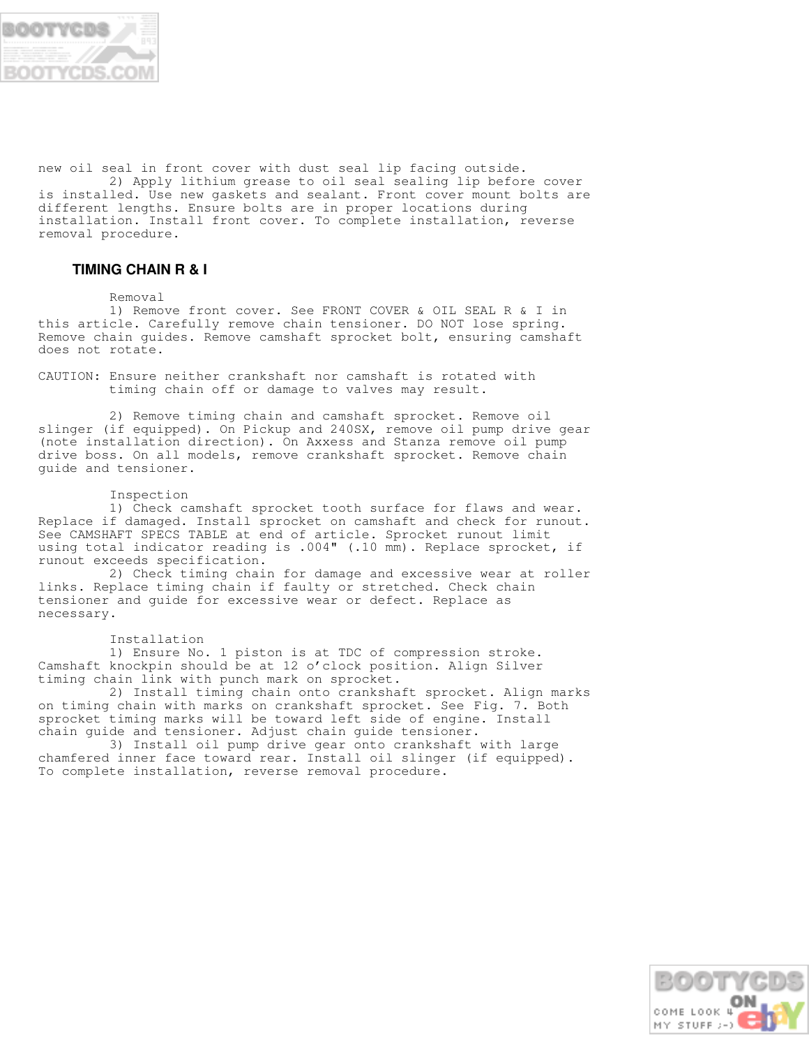new oil seal in front cover with dust seal lip facing outside.

2) Apply lithium grease to oil seal sealing lip before cover is installed. Use new gaskets and sealant. Front cover mount bolts are different lengths. Ensure bolts are in proper locations during installation. Install front cover. To complete installation, reverse removal procedure.

## TIMING CHAIN R & I

### Removal

1) Remove front cover. See FRONT COVER & OIL SEAL R & I in this article. Carefully remove chain tensioner. DO NOT lose spring. Remove chain guides. Remove camshaft sprocket bolt, ensuring camshaft does not rotate.

CAUTION: Ensure neither crankshaft nor camshaft is rotated with timing chain off or damage to valves may result.

2) Remove timing chain and camshaft sprocket. Remove oil slinger (if equipped). On Pickup and 240SX, remove oil pump drive gear (note installation direction). On Axxess and Stanza remove oil pump drive boss. On all models, remove crankshaft sprocket. Remove chain guide and tensioner.

### Inspection

1) Check camshaft sprocket tooth surface for flaws and wear. Replace if damaged. Install sprocket on camshaft and check for runout. See CAMSHAFT SPECS TABLE at end of article. Sprocket runout limit using total indicator reading is .004" (.10 mm). Replace sprocket, if runout exceeds specification.

2) Check timing chain for damage and excessive wear at roller links. Replace timing chain if faulty or stretched. Check chain tensioner and guide for excessive wear or defect. Replace as necessary.

### Installation

1) Ensure No. 1 piston is at TDC of compression stroke. Camshaft knockpin should be at 12 o'clock position. Align Silver timing chain link with punch mark on sprocket.

2) Install timing chain onto crankshaft sprocket. Align marks on timing chain with marks on crankshaft sprocket. See Fig. 7. Both sprocket timing marks will be toward left side of engine. Install chain guide and tensioner. Adjust chain guide tensioner.

3) Install oil pump drive gear onto crankshaft with large chamfered inner face toward rear. Install oil slinger (if equipped). To complete installation, reverse removal procedure.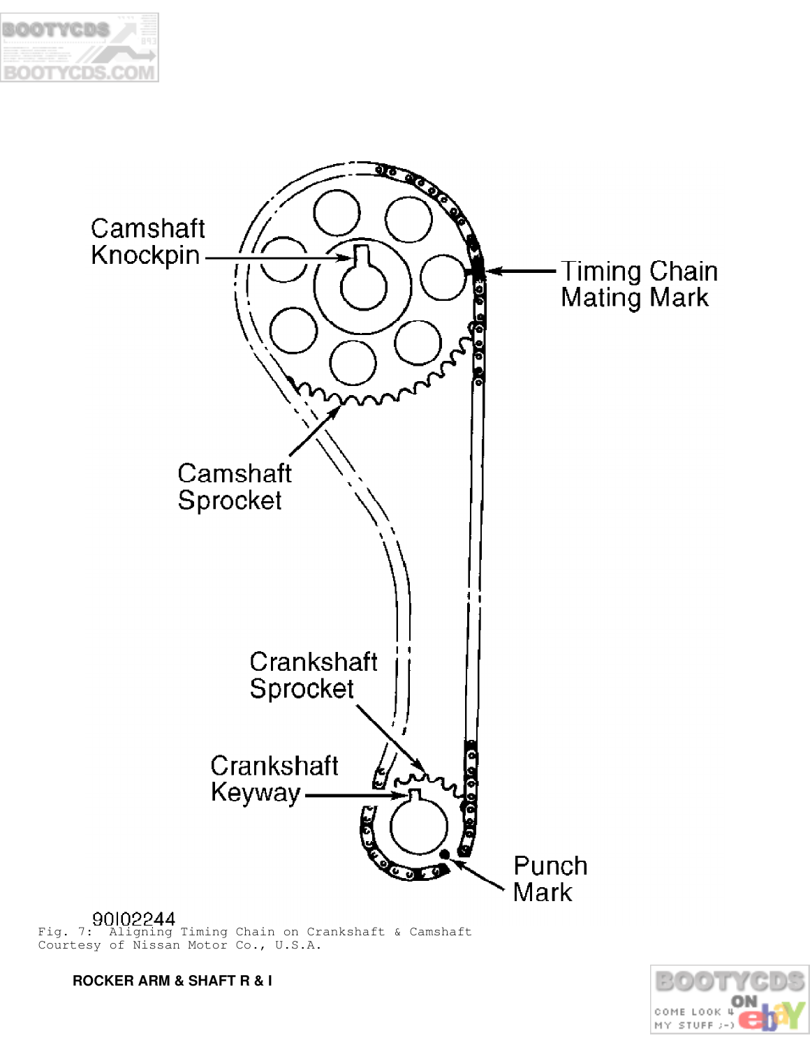Fig. 7: Aligning Timing Chain on Crankshaft & Camshaft
Courtesy of Nissan Motor Co., U.S.A.

**ROCKER ARM & SHAFT R & I**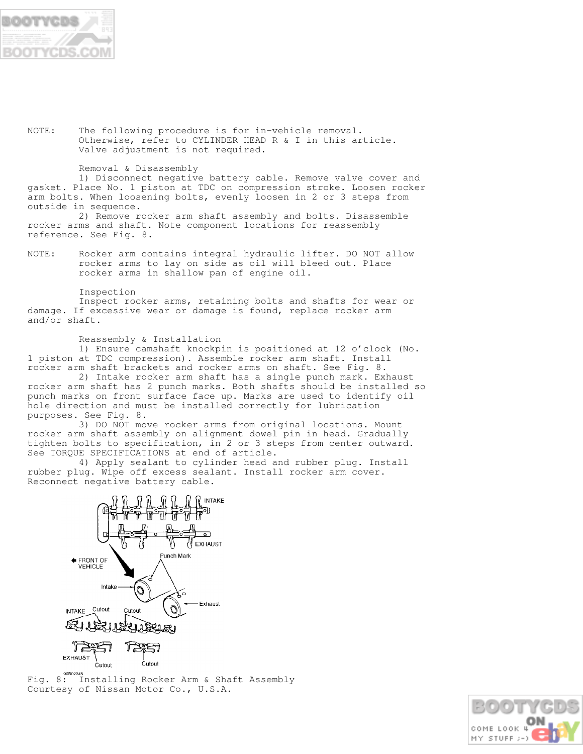NOTE: The following procedure is for in-vehicle removal. Otherwise, refer to CYLINDER HEAD R & I in this article. Valve adjustment is not required.

### Removal & Disassembly

1) Disconnect negative battery cable. Remove valve cover and gasket. Place No. 1 piston at TDC on compression stroke. Loosen rocker arm bolts. When loosening bolts, evenly loosen in 2 or 3 steps from outside in sequence.

2) Remove rocker arm shaft assembly and bolts. Disassemble rocker arms and shaft. Note component locations for reassembly reference. See Fig. 8.

NOTE: Rocker arm contains integral hydraulic lifter. DO NOT allow rocker arms to lay on side as oil will bleed out. Place rocker arms in shallow pan of engine oil.

### Inspection

Inspect rocker arms, retaining bolts and shafts for wear or damage. If excessive wear or damage is found, replace rocker arm and/or shaft.

### Reassembly & Installation

1) Ensure camshaft knockpin is positioned at 12 o'clock (No. 1 piston at TDC compression). Assemble rocker arm shaft. Install rocker arm shaft brackets and rocker arms on shaft. See Fig. 8.

2) Intake rocker arm shaft has a single punch mark. Exhaust rocker arm shaft has 2 punch marks. Both shafts should be installed so punch marks on front surface face up. Marks are used to identify oil hole direction and must be installed correctly for lubrication purposes. See Fig. 8.

3) DO NOT move rocker arms from original locations. Mount rocker arm shaft assembly on alignment dowel pin in head. Gradually tighten bolts to specification, in 2 or 3 steps from center outward. See TORQUE SPECIFICATIONS at end of article.

4) Apply sealant to cylinder head and rubber plug. Install rubber plug. Wipe off excess sealant. Install rocker arm cover. Reconnect negative battery cable.

Fig. 8: Installing Rocker Arm & Shaft Assembly
Courtesy of Nissan Motor Co., U.S.A.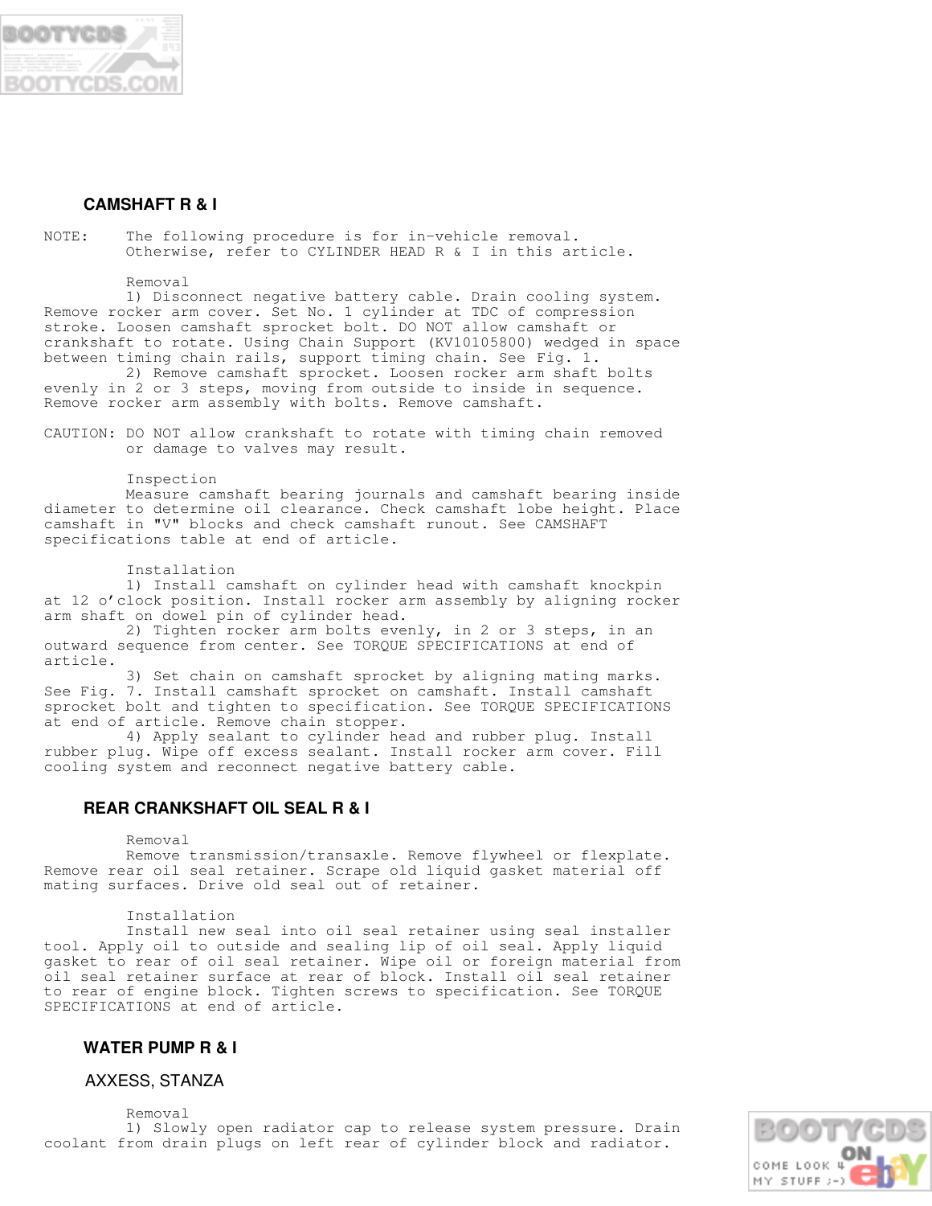## CAMSHAFT R & I

NOTE: The following procedure is for in-vehicle removal. Otherwise, refer to CYLINDER HEAD R & I in this article.

### Removal

1) Disconnect negative battery cable. Drain cooling system. Remove rocker arm cover. Set No. 1 cylinder at TDC of compression stroke. Loosen camshaft sprocket bolt. DO NOT allow camshaft or crankshaft to rotate. Using Chain Support (KV10105800) wedged in space between timing chain rails, support timing chain. See Fig. 1.

2) Remove camshaft sprocket. Loosen rocker arm shaft bolts evenly in 2 or 3 steps, moving from outside to inside in sequence. Remove rocker arm assembly with bolts. Remove camshaft.

CAUTION: DO NOT allow crankshaft to rotate with timing chain removed or damage to valves may result.

### Inspection

Measure camshaft bearing journals and camshaft bearing inside diameter to determine oil clearance. Check camshaft lobe height. Place camshaft in "V" blocks and check camshaft runout. See CAMSHAFT specifications table at end of article.

### Installation

1) Install camshaft on cylinder head with camshaft knockpin at 12 o'clock position. Install rocker arm assembly by aligning rocker arm shaft on dowel pin of cylinder head.

2) Tighten rocker arm bolts evenly, in 2 or 3 steps, in an outward sequence from center. See TORQUE SPECIFICATIONS at end of article.

3) Set chain on camshaft sprocket by aligning mating marks. See Fig. 7. Install camshaft sprocket on camshaft. Install camshaft sprocket bolt and tighten to specification. See TORQUE SPECIFICATIONS at end of article. Remove chain stopper.

4) Apply sealant to cylinder head and rubber plug. Install rubber plug. Wipe off excess sealant. Install rocker arm cover. Fill cooling system and reconnect negative battery cable.

## REAR CRANKSHAFT OIL SEAL R & I

### Removal

Remove transmission/transaxle. Remove flywheel or flexplate. Remove rear oil seal retainer. Scrape old liquid gasket material off mating surfaces. Drive old seal out of retainer.

### Installation

Install new seal into oil seal retainer using seal installer tool. Apply oil to outside and sealing lip of oil seal. Apply liquid gasket to rear of oil seal retainer. Wipe oil or foreign material from oil seal retainer surface at rear of block. Install oil seal retainer to rear of engine block. Tighten screws to specification. See TORQUE SPECIFICATIONS at end of article.

## WATER PUMP R & I

### AXXESS, STANZA

#### Removal

1) Slowly open radiator cap to release system pressure. Drain coolant from drain plugs on left rear of cylinder block and radiator.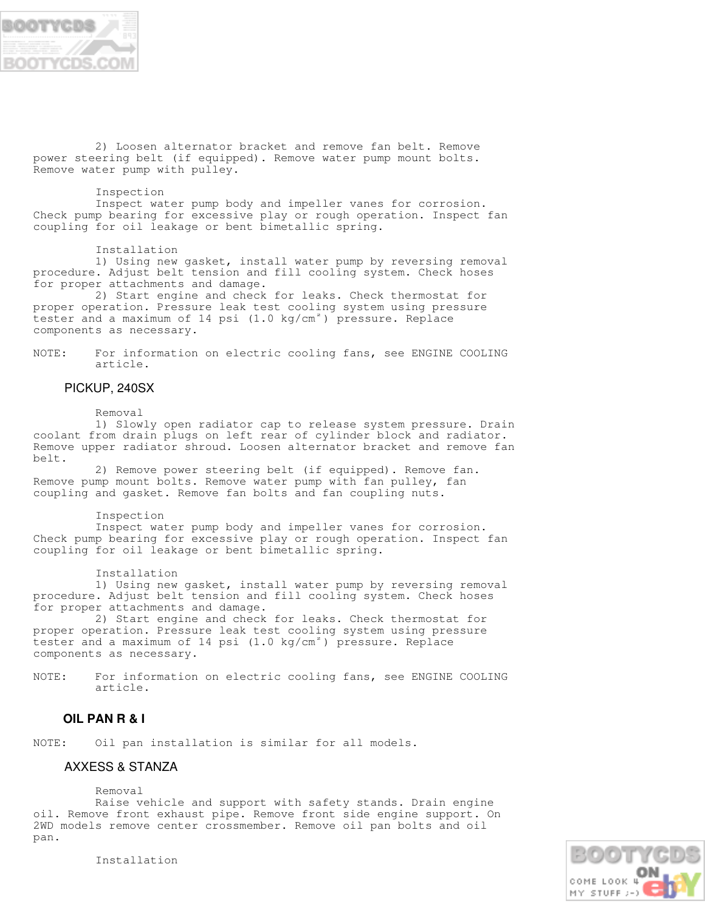2) Loosen alternator bracket and remove fan belt. Remove power steering belt (if equipped). Remove water pump mount bolts. Remove water pump with pulley.

Inspection

Inspect water pump body and impeller vanes for corrosion. Check pump bearing for excessive play or rough operation. Inspect fan coupling for oil leakage or bent bimetallic spring.

Installation

1) Using new gasket, install water pump by reversing removal procedure. Adjust belt tension and fill cooling system. Check hoses for proper attachments and damage.

2) Start engine and check for leaks. Check thermostat for proper operation. Pressure leak test cooling system using pressure tester and a maximum of 14 psi (1.0 kg/cm²) pressure. Replace components as necessary.

NOTE: For information on electric cooling fans, see ENGINE COOLING article.

### PICKUP, 240SX

Removal

1) Slowly open radiator cap to release system pressure. Drain coolant from drain plugs on left rear of cylinder block and radiator. Remove upper radiator shroud. Loosen alternator bracket and remove fan belt.

2) Remove power steering belt (if equipped). Remove fan. Remove pump mount bolts. Remove water pump with fan pulley, fan coupling and gasket. Remove fan bolts and fan coupling nuts.

Inspection

Inspect water pump body and impeller vanes for corrosion. Check pump bearing for excessive play or rough operation. Inspect fan coupling for oil leakage or bent bimetallic spring.

Installation

1) Using new gasket, install water pump by reversing removal procedure. Adjust belt tension and fill cooling system. Check hoses for proper attachments and damage.

2) Start engine and check for leaks. Check thermostat for proper operation. Pressure leak test cooling system using pressure tester and a maximum of 14 psi (1.0 kg/cm²) pressure. Replace components as necessary.

NOTE: For information on electric cooling fans, see ENGINE COOLING article.

## OIL PAN R & I

NOTE: Oil pan installation is similar for all models.

### AXXESS & STANZA

Removal

Raise vehicle and support with safety stands. Drain engine oil. Remove front exhaust pipe. Remove front side engine support. On 2WD models remove center crossmember. Remove oil pan bolts and oil pan.

Installation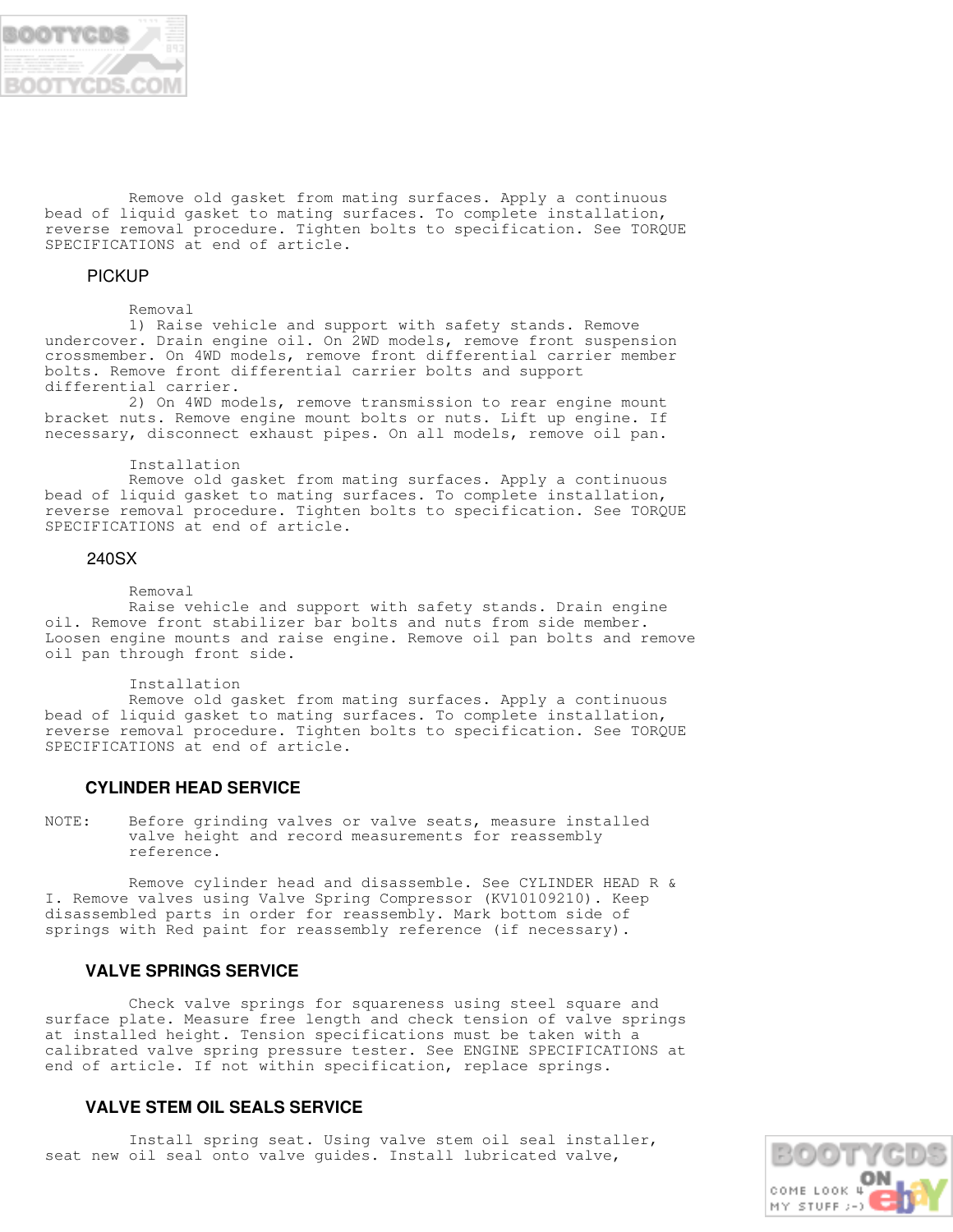Remove old gasket from mating surfaces. Apply a continuous bead of liquid gasket to mating surfaces. To complete installation, reverse removal procedure. Tighten bolts to specification. See TORQUE SPECIFICATIONS at end of article.

### PICKUP

Removal

1) Raise vehicle and support with safety stands. Remove undercover. Drain engine oil. On 2WD models, remove front suspension crossmember. On 4WD models, remove front differential carrier member bolts. Remove front differential carrier bolts and support differential carrier.

2) On 4WD models, remove transmission to rear engine mount bracket nuts. Remove engine mount bolts or nuts. Lift up engine. If necessary, disconnect exhaust pipes. On all models, remove oil pan.

Installation

Remove old gasket from mating surfaces. Apply a continuous bead of liquid gasket to mating surfaces. To complete installation, reverse removal procedure. Tighten bolts to specification. See TORQUE SPECIFICATIONS at end of article.

### 240SX

Removal

Raise vehicle and support with safety stands. Drain engine oil. Remove front stabilizer bar bolts and nuts from side member. Loosen engine mounts and raise engine. Remove oil pan bolts and remove oil pan through front side.

Installation

Remove old gasket from mating surfaces. Apply a continuous bead of liquid gasket to mating surfaces. To complete installation, reverse removal procedure. Tighten bolts to specification. See TORQUE SPECIFICATIONS at end of article.

## CYLINDER HEAD SERVICE

NOTE: Before grinding valves or valve seats, measure installed valve height and record measurements for reassembly reference.

Remove cylinder head and disassemble. See CYLINDER HEAD R & I. Remove valves using Valve Spring Compressor (KV10109210). Keep disassembled parts in order for reassembly. Mark bottom side of springs with Red paint for reassembly reference (if necessary).

## VALVE SPRINGS SERVICE

Check valve springs for squareness using steel square and surface plate. Measure free length and check tension of valve springs at installed height. Tension specifications must be taken with a calibrated valve spring pressure tester. See ENGINE SPECIFICATIONS at end of article. If not within specification, replace springs.

## VALVE STEM OIL SEALS SERVICE

Install spring seat. Using valve stem oil seal installer, seat new oil seal onto valve guides. Install lubricated valve,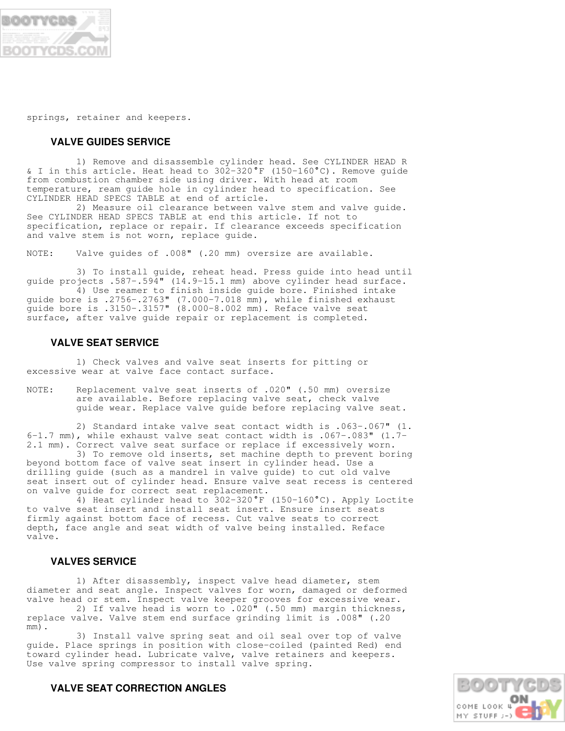springs, retainer and keepers.

## VALVE GUIDES SERVICE

1) Remove and disassemble cylinder head. See CYLINDER HEAD R & I in this article. Heat head to 302-320°F (150-160°C). Remove guide from combustion chamber side using driver. With head at room temperature, ream guide hole in cylinder head to specification. See CYLINDER HEAD SPECS TABLE at end of article.

2) Measure oil clearance between valve stem and valve guide. See CYLINDER HEAD SPECS TABLE at end this article. If not to specification, replace or repair. If clearance exceeds specification and valve stem is not worn, replace guide.

NOTE: Valve guides of .008" (.20 mm) oversize are available.

3) To install guide, reheat head. Press guide into head until guide projects .587-.594" (14.9-15.1 mm) above cylinder head surface.

4) Use reamer to finish inside guide bore. Finished intake guide bore is .2756-.2763" (7.000-7.018 mm), while finished exhaust guide bore is .3150-.3157" (8.000-8.002 mm). Reface valve seat surface, after valve guide repair or replacement is completed.

## VALVE SEAT SERVICE

1) Check valves and valve seat inserts for pitting or excessive wear at valve face contact surface.

NOTE: Replacement valve seat inserts of .020" (.50 mm) oversize are available. Before replacing valve seat, check valve guide wear. Replace valve guide before replacing valve seat.

2) Standard intake valve seat contact width is .063-.067" (1.6-1.7 mm), while exhaust valve seat contact width is .067-.083" (1.7-2.1 mm). Correct valve seat surface or replace if excessively worn.

3) To remove old inserts, set machine depth to prevent boring beyond bottom face of valve seat insert in cylinder head. Use a drilling guide (such as a mandrel in valve guide) to cut old valve seat insert out of cylinder head. Ensure valve seat recess is centered on valve guide for correct seat replacement.

4) Heat cylinder head to 302-320°F (150-160°C). Apply Loctite to valve seat insert and install seat insert. Ensure insert seats firmly against bottom face of recess. Cut valve seats to correct depth, face angle and seat width of valve being installed. Reface valve.

## VALVES SERVICE

1) After disassembly, inspect valve head diameter, stem diameter and seat angle. Inspect valves for worn, damaged or deformed valve head or stem. Inspect valve keeper grooves for excessive wear.

2) If valve head is worn to .020" (.50 mm) margin thickness, replace valve. Valve stem end surface grinding limit is .008" (.20 mm).

3) Install valve spring seat and oil seal over top of valve guide. Place springs in position with close-coiled (painted Red) end toward cylinder head. Lubricate valve, valve retainers and keepers. Use valve spring compressor to install valve spring.

## VALVE SEAT CORRECTION ANGLES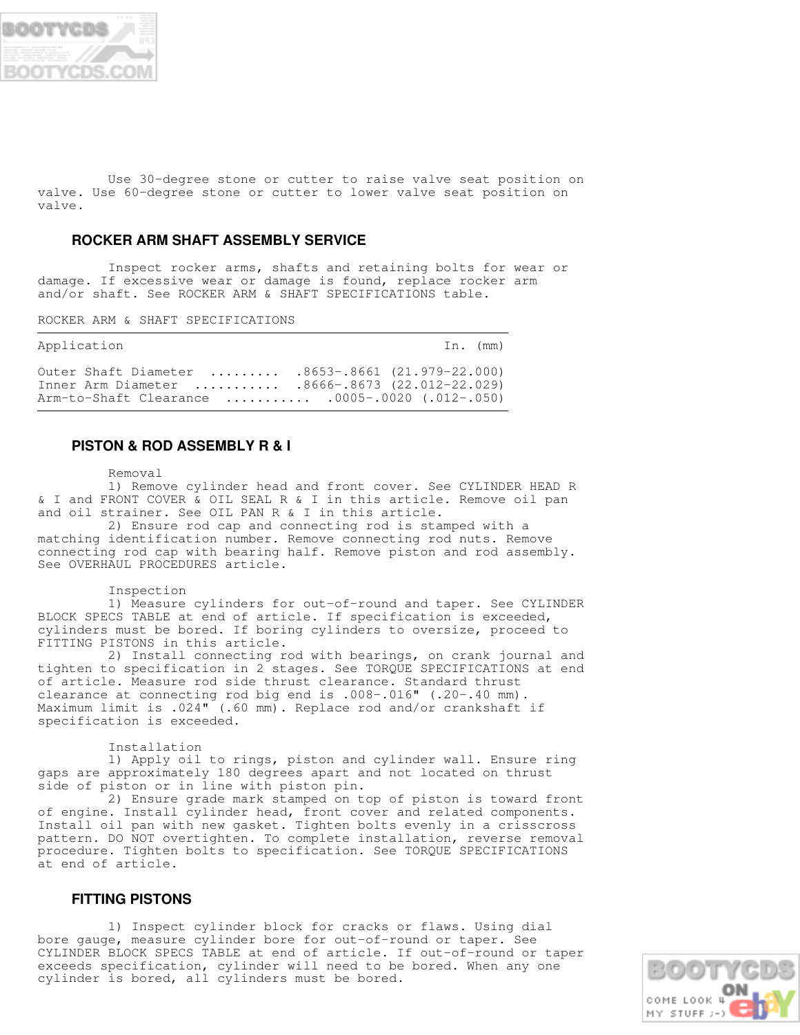Use 30-degree stone or cutter to raise valve seat position on valve. Use 60-degree stone or cutter to lower valve seat position on valve.

## ROCKER ARM SHAFT ASSEMBLY SERVICE

Inspect rocker arms, shafts and retaining bolts for wear or damage. If excessive wear or damage is found, replace rocker arm and/or shaft. See ROCKER ARM & SHAFT SPECIFICATIONS table.

ROCKER ARM & SHAFT SPECIFICATIONS

| Application | In. (mm) |
|---|---|
| Outer Shaft Diameter | .8653-.8661 (21.979-22.000) |
| Inner Arm Diameter | .8666-.8673 (22.012-22.029) |
| Arm-to-Shaft Clearance | .0005-.0020 (.012-.050) |

## PISTON & ROD ASSEMBLY R & I

Removal

1) Remove cylinder head and front cover. See CYLINDER HEAD R & I and FRONT COVER & OIL SEAL R & I in this article. Remove oil pan and oil strainer. See OIL PAN R & I in this article.

2) Ensure rod cap and connecting rod is stamped with a matching identification number. Remove connecting rod nuts. Remove connecting rod cap with bearing half. Remove piston and rod assembly. See OVERHAUL PROCEDURES article.

Inspection

1) Measure cylinders for out-of-round and taper. See CYLINDER BLOCK SPECS TABLE at end of article. If specification is exceeded, cylinders must be bored. If boring cylinders to oversize, proceed to FITTING PISTONS in this article.

2) Install connecting rod with bearings, on crank journal and tighten to specification in 2 stages. See TORQUE SPECIFICATIONS at end of article. Measure rod side thrust clearance. Standard thrust clearance at connecting rod big end is .008-.016" (.20-.40 mm). Maximum limit is .024" (.60 mm). Replace rod and/or crankshaft if specification is exceeded.

Installation

1) Apply oil to rings, piston and cylinder wall. Ensure ring gaps are approximately 180 degrees apart and not located on thrust side of piston or in line with piston pin.

2) Ensure grade mark stamped on top of piston is toward front of engine. Install cylinder head, front cover and related components. Install oil pan with new gasket. Tighten bolts evenly in a crisscross pattern. DO NOT overtighten. To complete installation, reverse removal procedure. Tighten bolts to specification. See TORQUE SPECIFICATIONS at end of article.

## FITTING PISTONS

1) Inspect cylinder block for cracks or flaws. Using dial bore gauge, measure cylinder bore for out-of-round or taper. See CYLINDER BLOCK SPECS TABLE at end of article. If out-of-round or taper exceeds specification, cylinder will need to be bored. When any one cylinder is bored, all cylinders must be bored.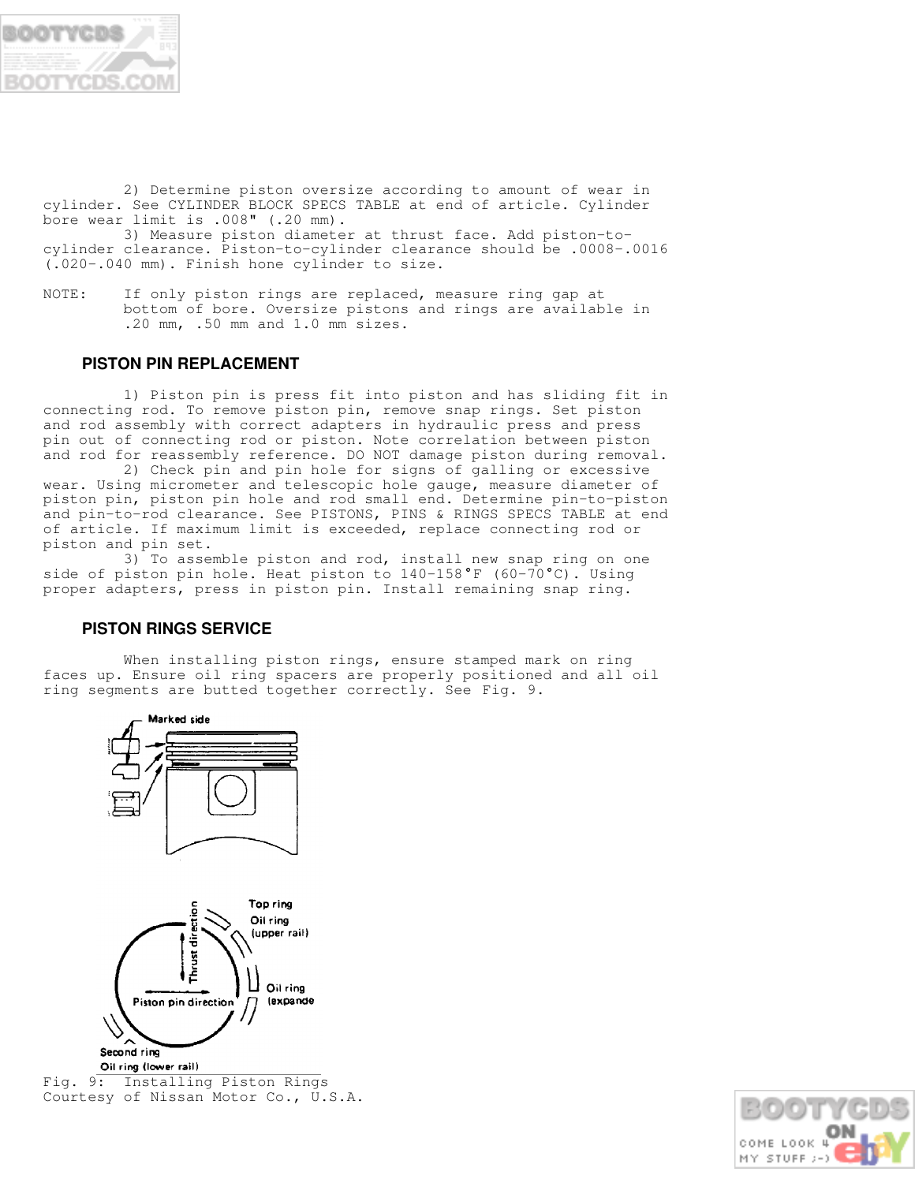2) Determine piston oversize according to amount of wear in cylinder. See CYLINDER BLOCK SPECS TABLE at end of article. Cylinder bore wear limit is .008" (.20 mm).

3) Measure piston diameter at thrust face. Add piston-to-cylinder clearance. Piston-to-cylinder clearance should be .0008-.0016 (.020-.040 mm). Finish hone cylinder to size.

NOTE: If only piston rings are replaced, measure ring gap at bottom of bore. Oversize pistons and rings are available in .20 mm, .50 mm and 1.0 mm sizes.

### PISTON PIN REPLACEMENT

1) Piston pin is press fit into piston and has sliding fit in connecting rod. To remove piston pin, remove snap rings. Set piston and rod assembly with correct adapters in hydraulic press and press pin out of connecting rod or piston. Note correlation between piston and rod for reassembly reference. DO NOT damage piston during removal.

2) Check pin and pin hole for signs of galling or excessive wear. Using micrometer and telescopic hole gauge, measure diameter of piston pin, piston pin hole and rod small end. Determine pin-to-piston and pin-to-rod clearance. See PISTONS, PINS & RINGS SPECS TABLE at end of article. If maximum limit is exceeded, replace connecting rod or piston and pin set.

3) To assemble piston and rod, install new snap ring on one side of piston pin hole. Heat piston to 140-158°F (60-70°C). Using proper adapters, press in piston pin. Install remaining snap ring.

### PISTON RINGS SERVICE

When installing piston rings, ensure stamped mark on ring faces up. Ensure oil ring spacers are properly positioned and all oil ring segments are butted together correctly. See Fig. 9.

Fig. 9: Installing Piston Rings
Courtesy of Nissan Motor Co., U.S.A.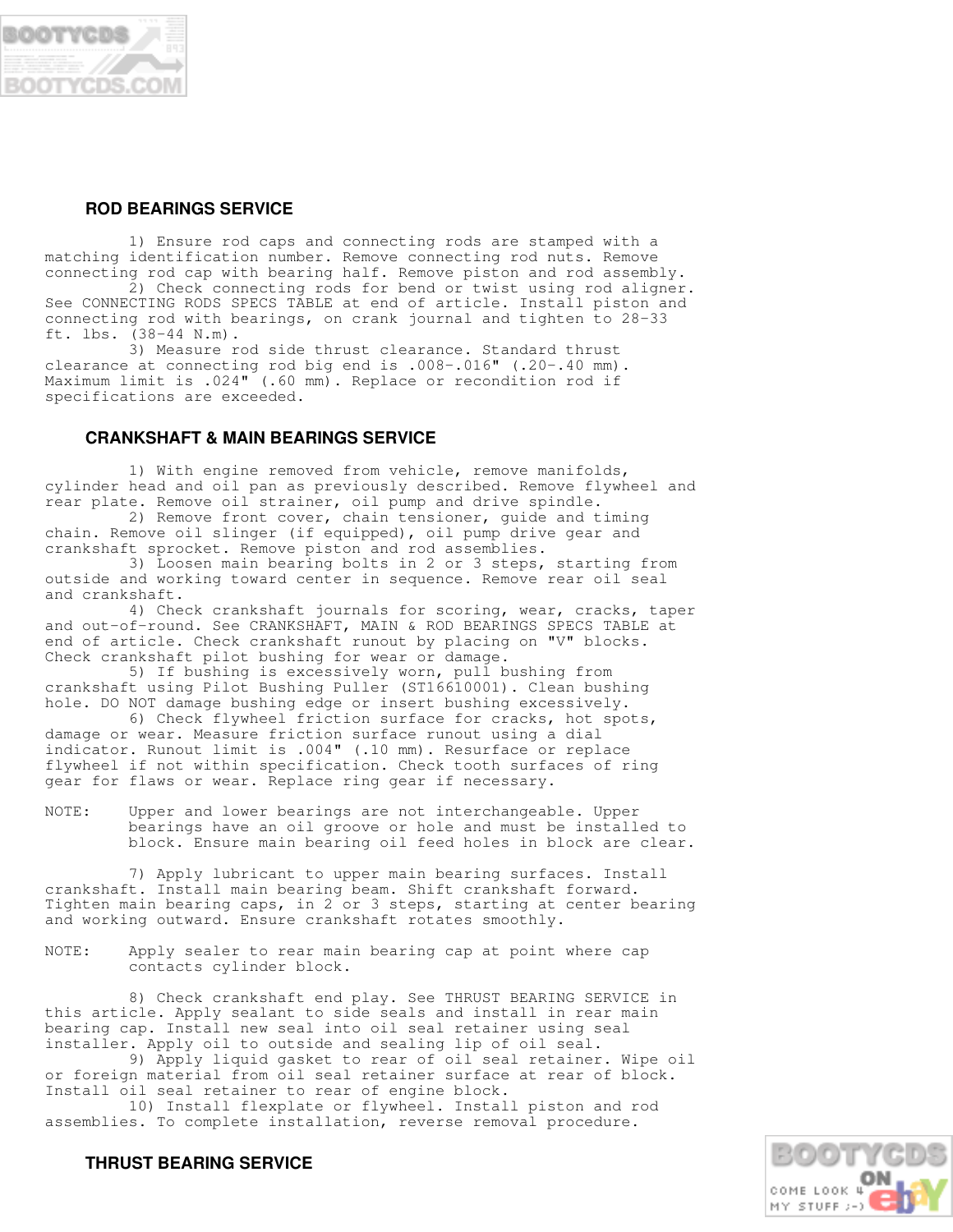### ROD BEARINGS SERVICE

1) Ensure rod caps and connecting rods are stamped with a matching identification number. Remove connecting rod nuts. Remove connecting rod cap with bearing half. Remove piston and rod assembly.

2) Check connecting rods for bend or twist using rod aligner. See CONNECTING RODS SPECS TABLE at end of article. Install piston and connecting rod with bearings, on crank journal and tighten to 28-33 ft. lbs. (38-44 N.m).

3) Measure rod side thrust clearance. Standard thrust clearance at connecting rod big end is .008-.016" (.20-.40 mm). Maximum limit is .024" (.60 mm). Replace or recondition rod if specifications are exceeded.

### CRANKSHAFT & MAIN BEARINGS SERVICE

1) With engine removed from vehicle, remove manifolds, cylinder head and oil pan as previously described. Remove flywheel and rear plate. Remove oil strainer, oil pump and drive spindle.

2) Remove front cover, chain tensioner, guide and timing chain. Remove oil slinger (if equipped), oil pump drive gear and crankshaft sprocket. Remove piston and rod assemblies.

3) Loosen main bearing bolts in 2 or 3 steps, starting from outside and working toward center in sequence. Remove rear oil seal and crankshaft.

4) Check crankshaft journals for scoring, wear, cracks, taper and out-of-round. See CRANKSHAFT, MAIN & ROD BEARINGS SPECS TABLE at end of article. Check crankshaft runout by placing on "V" blocks. Check crankshaft pilot bushing for wear or damage.

5) If bushing is excessively worn, pull bushing from crankshaft using Pilot Bushing Puller (ST16610001). Clean bushing hole. DO NOT damage bushing edge or insert bushing excessively.

6) Check flywheel friction surface for cracks, hot spots, damage or wear. Measure friction surface runout using a dial indicator. Runout limit is .004" (.10 mm). Resurface or replace flywheel if not within specification. Check tooth surfaces of ring gear for flaws or wear. Replace ring gear if necessary.

NOTE: Upper and lower bearings are not interchangeable. Upper bearings have an oil groove or hole and must be installed to block. Ensure main bearing oil feed holes in block are clear.

7) Apply lubricant to upper main bearing surfaces. Install crankshaft. Install main bearing beam. Shift crankshaft forward. Tighten main bearing caps, in 2 or 3 steps, starting at center bearing and working outward. Ensure crankshaft rotates smoothly.

NOTE: Apply sealer to rear main bearing cap at point where cap contacts cylinder block.

8) Check crankshaft end play. See THRUST BEARING SERVICE in this article. Apply sealant to side seals and install in rear main bearing cap. Install new seal into oil seal retainer using seal installer. Apply oil to outside and sealing lip of oil seal.

9) Apply liquid gasket to rear of oil seal retainer. Wipe oil or foreign material from oil seal retainer surface at rear of block. Install oil seal retainer to rear of engine block.

10) Install flexplate or flywheel. Install piston and rod assemblies. To complete installation, reverse removal procedure.

### THRUST BEARING SERVICE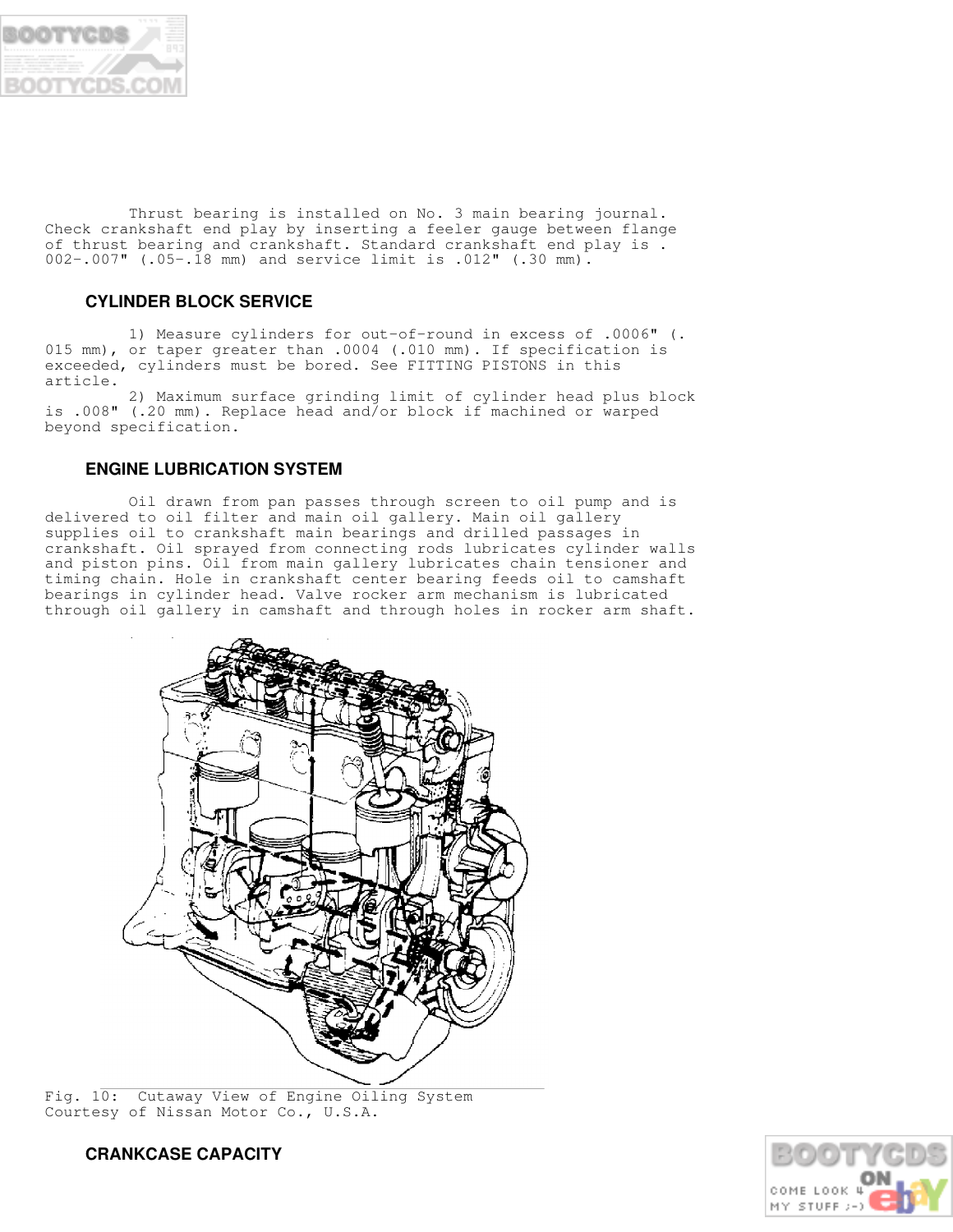Thrust bearing is installed on No. 3 main bearing journal. Check crankshaft end play by inserting a feeler gauge between flange of thrust bearing and crankshaft. Standard crankshaft end play is .002-.007" (.05-.18 mm) and service limit is .012" (.30 mm).

## CYLINDER BLOCK SERVICE

1) Measure cylinders for out-of-round in excess of .0006" (.015 mm), or taper greater than .0004 (.010 mm). If specification is exceeded, cylinders must be bored. See FITTING PISTONS in this article.

2) Maximum surface grinding limit of cylinder head plus block is .008" (.20 mm). Replace head and/or block if machined or warped beyond specification.

## ENGINE LUBRICATION SYSTEM

Oil drawn from pan passes through screen to oil pump and is delivered to oil filter and main oil gallery. Main oil gallery supplies oil to crankshaft main bearings and drilled passages in crankshaft. Oil sprayed from connecting rods lubricates cylinder walls and piston pins. Oil from main gallery lubricates chain tensioner and timing chain. Hole in crankshaft center bearing feeds oil to camshaft bearings in cylinder head. Valve rocker arm mechanism is lubricated through oil gallery in camshaft and through holes in rocker arm shaft.

Fig. 10: Cutaway View of Engine Oiling System
Courtesy of Nissan Motor Co., U.S.A.

## CRANKCASE CAPACITY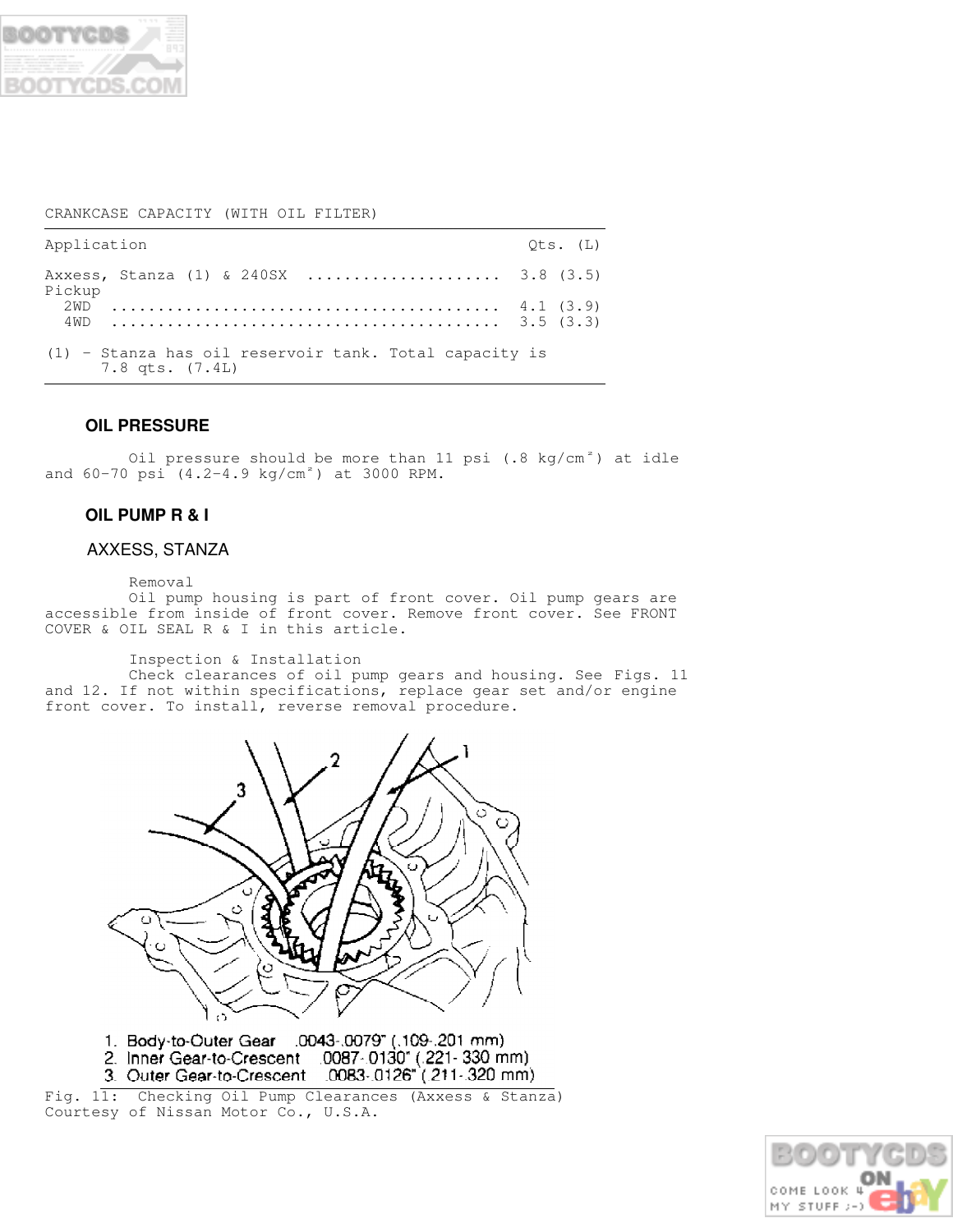CRANKCASE CAPACITY (WITH OIL FILTER)

| Application | Qts. (L) |
|---|---|
| Axxess, Stanza (1) & 240SX | 3.8 (3.5) |
| Pickup | |
| 2WD | 4.1 (3.9) |
| 4WD | 3.5 (3.3) |

(1) - Stanza has oil reservoir tank. Total capacity is 7.8 qts. (7.4L)

### OIL PRESSURE

Oil pressure should be more than 11 psi (.8 kg/cm²) at idle and 60-70 psi (4.2-4.9 kg/cm²) at 3000 RPM.

### OIL PUMP R & I

#### AXXESS, STANZA

Removal

Oil pump housing is part of front cover. Oil pump gears are accessible from inside of front cover. Remove front cover. See FRONT COVER & OIL SEAL R & I in this article.

Inspection & Installation

Check clearances of oil pump gears and housing. See Figs. 11 and 12. If not within specifications, replace gear set and/or engine front cover. To install, reverse removal procedure.

1. Body-to-Outer Gear .0043-.0079" (.109-.201 mm)
2. Inner Gear-to-Crescent .0087-.0130" (.221-.330 mm)
3. Outer Gear-to-Crescent .0083-.0126" (.211-.320 mm)

Fig. 11: Checking Oil Pump Clearances (Axxess & Stanza)
Courtesy of Nissan Motor Co., U.S.A.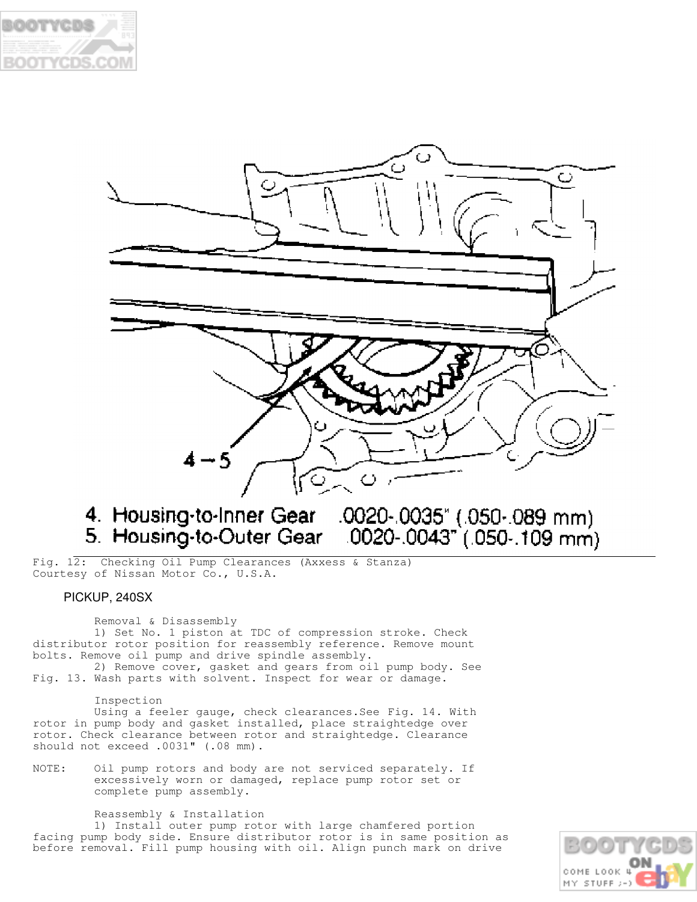4. Housing-to-Inner Gear .0020-.0035" (.050-.089 mm)
5. Housing-to-Outer Gear .0020-.0043" (.050-.109 mm)

Fig. 12: Checking Oil Pump Clearances (Axxess & Stanza)
Courtesy of Nissan Motor Co., U.S.A.

## PICKUP, 240SX

### Removal & Disassembly

1) Set No. 1 piston at TDC of compression stroke. Check distributor rotor position for reassembly reference. Remove mount bolts. Remove oil pump and drive spindle assembly.

2) Remove cover, gasket and gears from oil pump body. See Fig. 13. Wash parts with solvent. Inspect for wear or damage.

### Inspection

Using a feeler gauge, check clearances.See Fig. 14. With rotor in pump body and gasket installed, place straightedge over rotor. Check clearance between rotor and straightedge. Clearance should not exceed .0031" (.08 mm).

NOTE: Oil pump rotors and body are not serviced separately. If excessively worn or damaged, replace pump rotor set or complete pump assembly.

### Reassembly & Installation

1) Install outer pump rotor with large chamfered portion facing pump body side. Ensure distributor rotor is in same position as before removal. Fill pump housing with oil. Align punch mark on drive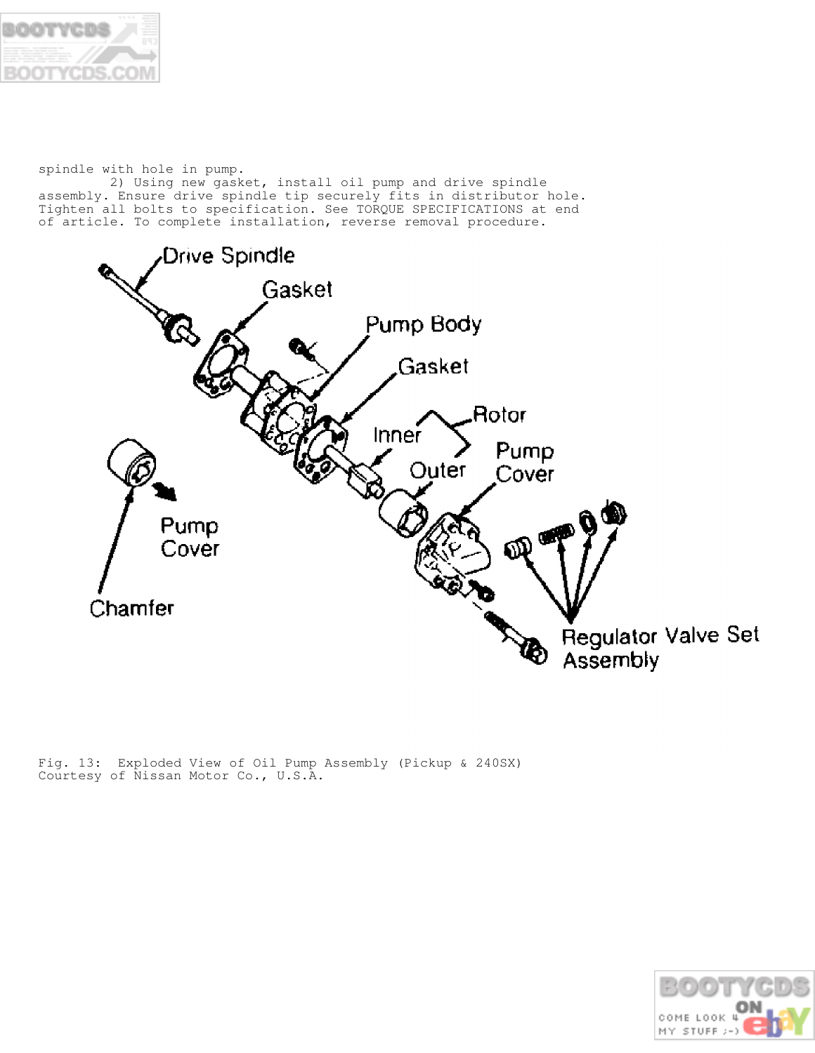spindle with hole in pump.

2) Using new gasket, install oil pump and drive spindle assembly. Ensure drive spindle tip securely fits in distributor hole. Tighten all bolts to specification. See TORQUE SPECIFICATIONS at end of article. To complete installation, reverse removal procedure.

Fig. 13: Exploded View of Oil Pump Assembly (Pickup & 240SX)
Courtesy of Nissan Motor Co., U.S.A.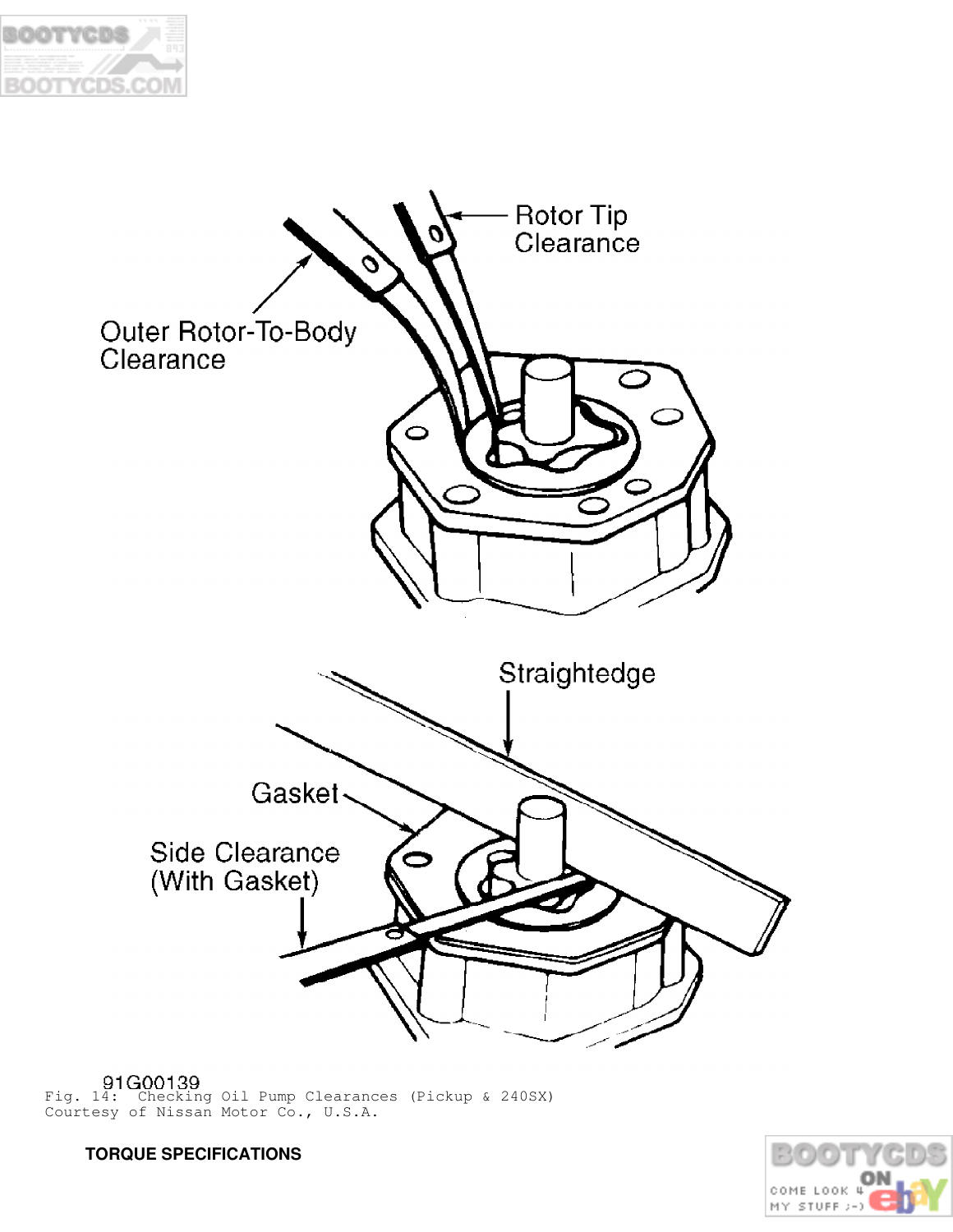Fig. 14: Checking Oil Pump Clearances (Pickup & 240SX)
Courtesy of Nissan Motor Co., U.S.A.

**TORQUE SPECIFICATIONS**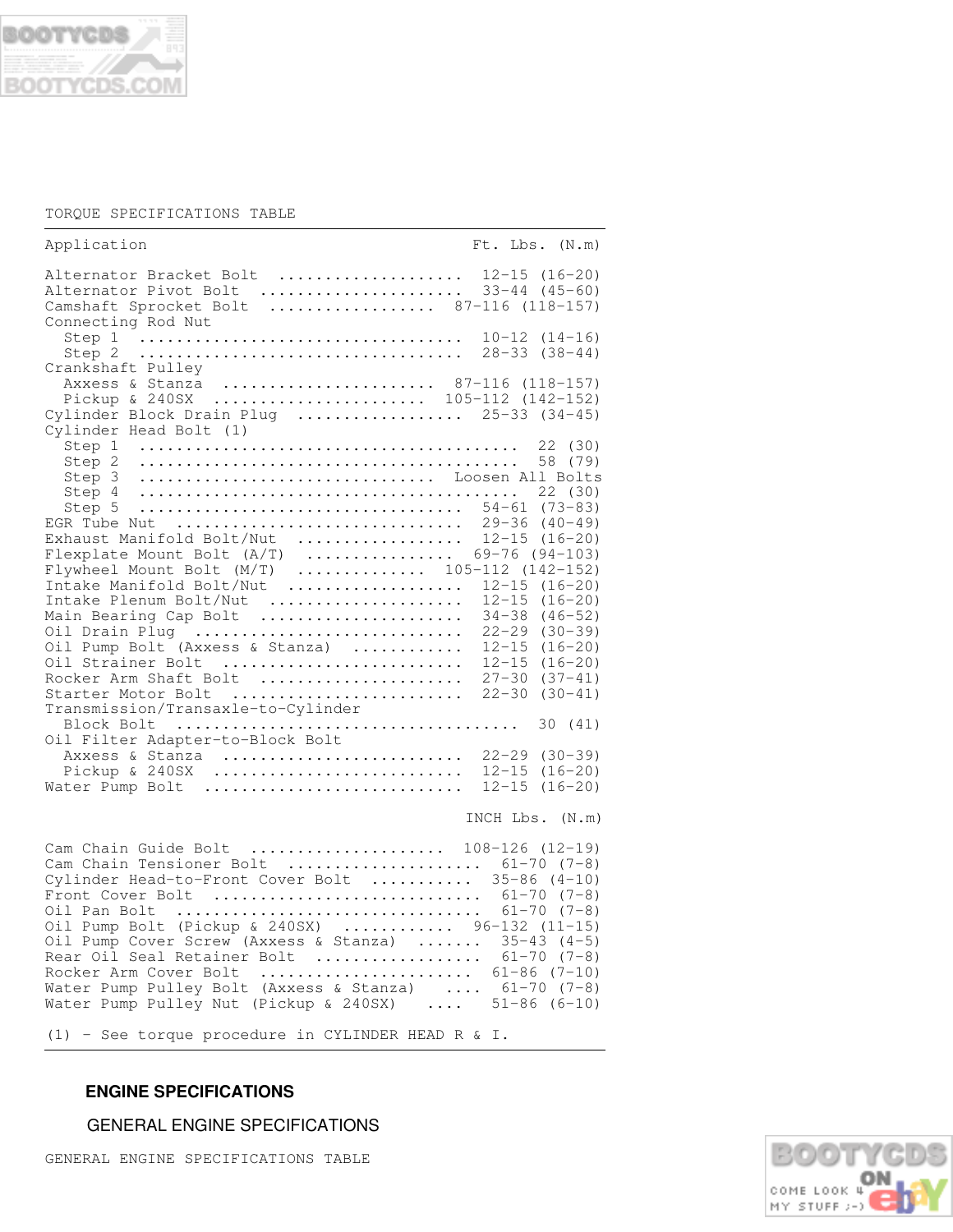TORQUE SPECIFICATIONS TABLE

| Application | Ft. Lbs. (N.m) |
|---|---|
| Alternator Bracket Bolt | 12-15 (16-20) |
| Alternator Pivot Bolt | 33-44 (45-60) |
| Camshaft Sprocket Bolt | 87-116 (118-157) |
| Connecting Rod Nut | |
| Step 1 | 10-12 (14-16) |
| Step 2 | 28-33 (38-44) |
| Crankshaft Pulley | |
| Axxess & Stanza | 87-116 (118-157) |
| Pickup & 240SX | 105-112 (142-152) |
| Cylinder Block Drain Plug | 25-33 (34-45) |
| Cylinder Head Bolt (1) | |
| Step 1 | 22 (30) |
| Step 2 | 58 (79) |
| Step 3 | Loosen All Bolts |
| Step 4 | 22 (30) |
| Step 5 | 54-61 (73-83) |
| EGR Tube Nut | 29-36 (40-49) |
| Exhaust Manifold Bolt/Nut | 12-15 (16-20) |
| Flexplate Mount Bolt (A/T) | 69-76 (94-103) |
| Flywheel Mount Bolt (M/T) | 105-112 (142-152) |
| Intake Manifold Bolt/Nut | 12-15 (16-20) |
| Intake Plenum Bolt/Nut | 12-15 (16-20) |
| Main Bearing Cap Bolt | 34-38 (46-52) |
| Oil Drain Plug | 22-29 (30-39) |
| Oil Pump Bolt (Axxess & Stanza) | 12-15 (16-20) |
| Oil Strainer Bolt | 12-15 (16-20) |
| Rocker Arm Shaft Bolt | 27-30 (37-41) |
| Starter Motor Bolt | 22-30 (30-41) |
| Transmission/Transaxle-to-Cylinder Block Bolt | 30 (41) |
| Oil Filter Adapter-to-Block Bolt | |
| Axxess & Stanza | 22-29 (30-39) |
| Pickup & 240SX | 12-15 (16-20) |
| Water Pump Bolt | 12-15 (16-20) |
| | INCH Lbs. (N.m) |
| Cam Chain Guide Bolt | 108-126 (12-19) |
| Cam Chain Tensioner Bolt | 61-70 (7-8) |
| Cylinder Head-to-Front Cover Bolt | 35-86 (4-10) |
| Front Cover Bolt | 61-70 (7-8) |
| Oil Pan Bolt | 61-70 (7-8) |
| Oil Pump Bolt (Pickup & 240SX) | 96-132 (11-15) |
| Oil Pump Cover Screw (Axxess & Stanza) | 35-43 (4-5) |
| Rear Oil Seal Retainer Bolt | 61-70 (7-8) |
| Rocker Arm Cover Bolt | 61-86 (7-10) |
| Water Pump Pulley Bolt (Axxess & Stanza) | 61-70 (7-8) |
| Water Pump Pulley Nut (Pickup & 240SX) | 51-86 (6-10) |

(1) - See torque procedure in CYLINDER HEAD R & I.

## ENGINE SPECIFICATIONS

### GENERAL ENGINE SPECIFICATIONS

GENERAL ENGINE SPECIFICATIONS TABLE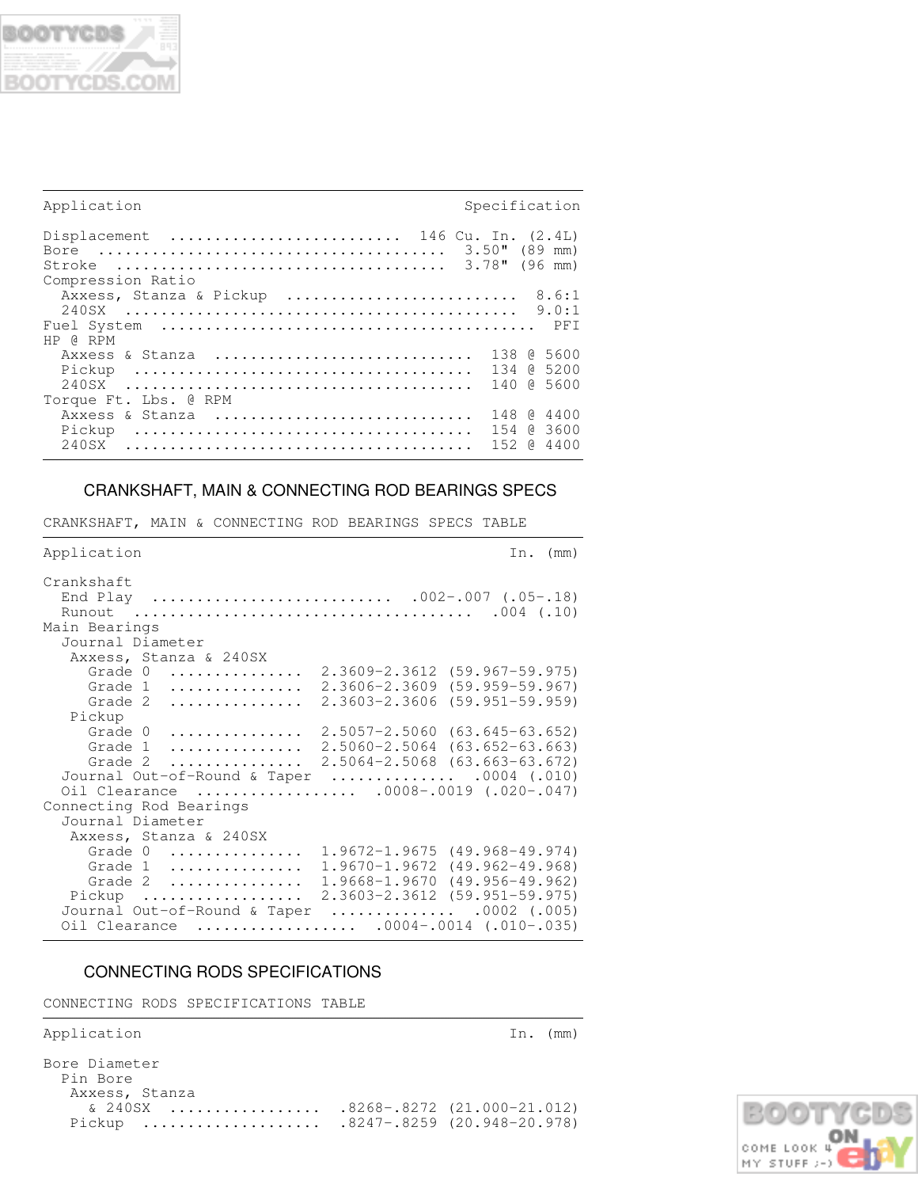| Application | Specification |
|---|---|
| Displacement | 146 Cu. In. (2.4L) |
| Bore | 3.50" (89 mm) |
| Stroke | 3.78" (96 mm) |
| Compression Ratio | |
| Axxess, Stanza & Pickup | 8.6:1 |
| 240SX | 9.0:1 |
| Fuel System | PFI |
| HP @ RPM | |
| Axxess & Stanza | 138 @ 5600 |
| Pickup | 134 @ 5200 |
| 240SX | 140 @ 5600 |
| Torque Ft. Lbs. @ RPM | |
| Axxess & Stanza | 148 @ 4400 |
| Pickup | 154 @ 3600 |
| 240SX | 152 @ 4400 |

## CRANKSHAFT, MAIN & CONNECTING ROD BEARINGS SPECS

CRANKSHAFT, MAIN & CONNECTING ROD BEARINGS SPECS TABLE

| Application | In. (mm) |
|---|---|
| Crankshaft | |
| End Play | .002-.007 (.05-.18) |
| Runout | .004 (.10) |
| Main Bearings | |
| Journal Diameter | |
| Axxess, Stanza & 240SX | |
| Grade 0 | 2.3609-2.3612 (59.967-59.975) |
| Grade 1 | 2.3606-2.3609 (59.959-59.967) |
| Grade 2 | 2.3603-2.3606 (59.951-59.959) |
| Pickup | |
| Grade 0 | 2.5057-2.5060 (63.645-63.652) |
| Grade 1 | 2.5060-2.5064 (63.652-63.663) |
| Grade 2 | 2.5064-2.5068 (63.663-63.672) |
| Journal Out-of-Round & Taper | .0004 (.010) |
| Oil Clearance | .0008-.0019 (.020-.047) |
| Connecting Rod Bearings | |
| Journal Diameter | |
| Axxess, Stanza & 240SX | |
| Grade 0 | 1.9672-1.9675 (49.968-49.974) |
| Grade 1 | 1.9670-1.9672 (49.962-49.968) |
| Grade 2 | 1.9668-1.9670 (49.956-49.962) |
| Pickup | 2.3603-2.3612 (59.951-59.975) |
| Journal Out-of-Round & Taper | .0002 (.005) |
| Oil Clearance | .0004-.0014 (.010-.035) |

## CONNECTING RODS SPECIFICATIONS

CONNECTING RODS SPECIFICATIONS TABLE

| Application | In. (mm) |
|---|---|
| Bore Diameter | |
| Pin Bore | |
| Axxess, Stanza & 240SX | .8268-.8272 (21.000-21.012) |
| Pickup | .8247-.8259 (20.948-20.978) |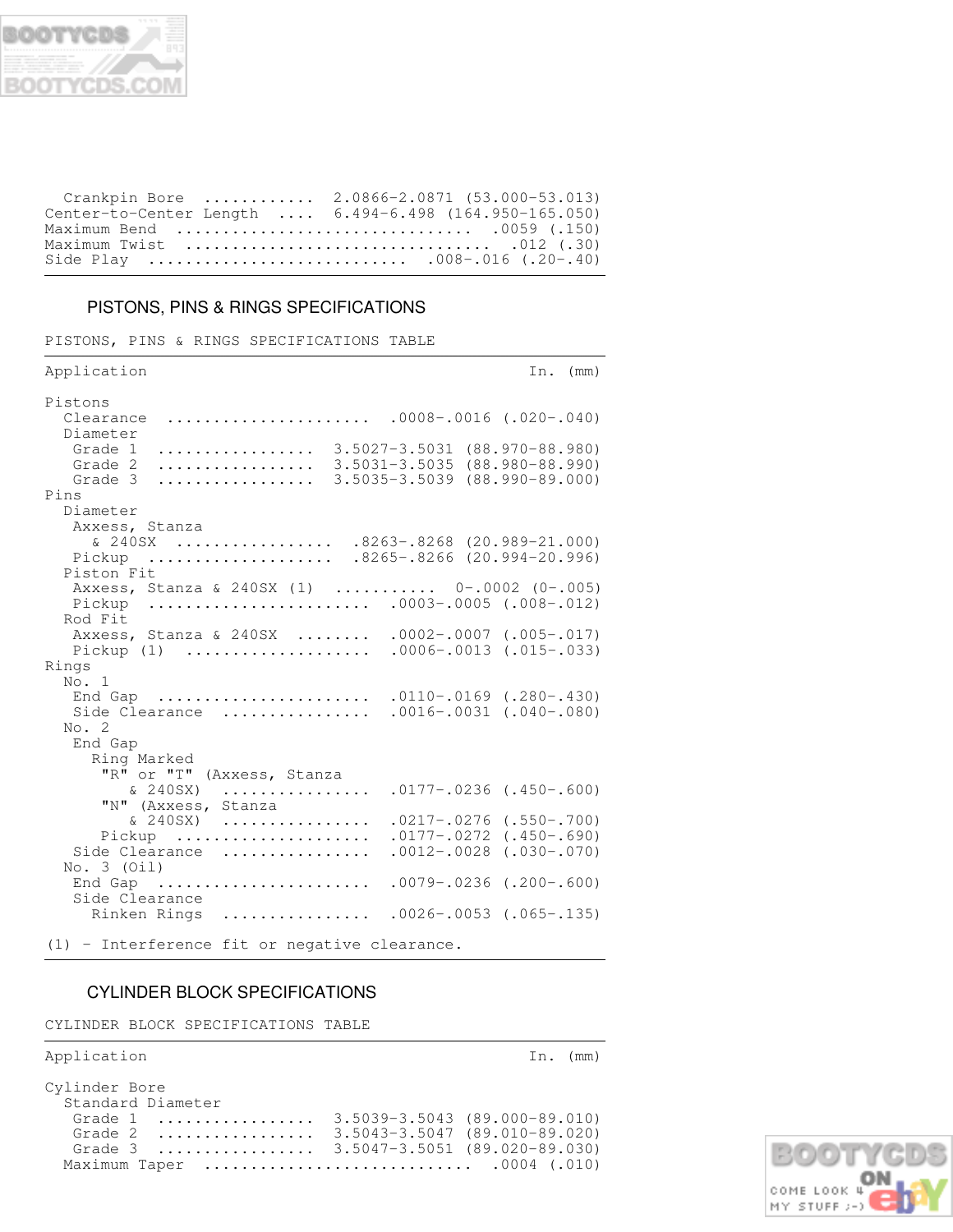| | |
|---|---|
| Crankpin Bore | 2.0866-2.0871 (53.000-53.013) |
| Center-to-Center Length | 6.494-6.498 (164.950-165.050) |
| Maximum Bend | .0059 (.150) |
| Maximum Twist | .012 (.30) |
| Side Play | .008-.016 (.20-.40) |

## PISTONS, PINS & RINGS SPECIFICATIONS

PISTONS, PINS & RINGS SPECIFICATIONS TABLE

| Application | In. (mm) |
|---|---|
| Pistons | |
| Clearance | .0008-.0016 (.020-.040) |
| Diameter | |
| Grade 1 | 3.5027-3.5031 (88.970-88.980) |
| Grade 2 | 3.5031-3.5035 (88.980-88.990) |
| Grade 3 | 3.5035-3.5039 (88.990-89.000) |
| Pins | |
| Diameter | |
| Axxess, Stanza & 240SX | .8263-.8268 (20.989-21.000) |
| Pickup | .8265-.8266 (20.994-20.996) |
| Piston Fit | |
| Axxess, Stanza & 240SX (1) | 0-.0002 (0-.005) |
| Pickup | .0003-.0005 (.008-.012) |
| Rod Fit | |
| Axxess, Stanza & 240SX | .0002-.0007 (.005-.017) |
| Pickup (1) | .0006-.0013 (.015-.033) |
| Rings | |
| No. 1 | |
| End Gap | .0110-.0169 (.280-.430) |
| Side Clearance | .0016-.0031 (.040-.080) |
| No. 2 | |
| End Gap | |
| Ring Marked | |
| "R" or "T" (Axxess, Stanza & 240SX) | .0177-.0236 (.450-.600) |
| "N" (Axxess, Stanza & 240SX) | .0217-.0276 (.550-.700) |
| Pickup | .0177-.0272 (.450-.690) |
| Side Clearance | .0012-.0028 (.030-.070) |
| No. 3 (Oil) | |
| End Gap | .0079-.0236 (.200-.600) |
| Side Clearance | |
| Rinken Rings | .0026-.0053 (.065-.135) |

(1) - Interference fit or negative clearance.

## CYLINDER BLOCK SPECIFICATIONS

CYLINDER BLOCK SPECIFICATIONS TABLE

| Application | In. (mm) |
|---|---|
| Cylinder Bore | |
| Standard Diameter | |
| Grade 1 | 3.5039-3.5043 (89.000-89.010) |
| Grade 2 | 3.5043-3.5047 (89.010-89.020) |
| Grade 3 | 3.5047-3.5051 (89.020-89.030) |
| Maximum Taper | .0004 (.010) |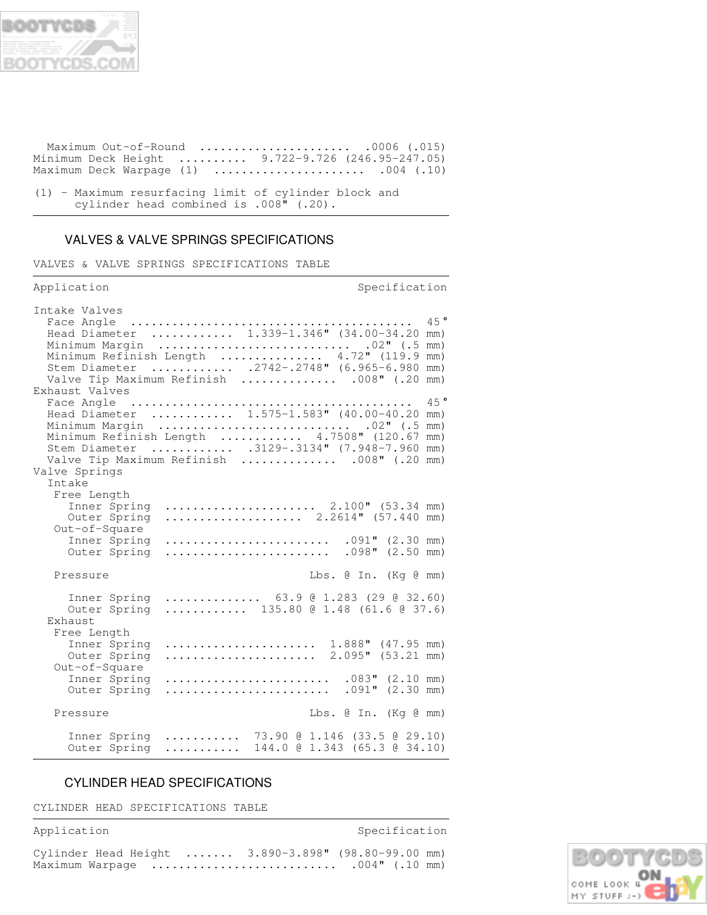| | |
|---|---|
| Maximum Out-of-Round | .0006 (.015) |
| Minimum Deck Height | 9.722-9.726 (246.95-247.05) |
| Maximum Deck Warpage (1) | .004 (.10) |

(1) - Maximum resurfacing limit of cylinder block and cylinder head combined is .008" (.20).

## VALVES & VALVE SPRINGS SPECIFICATIONS

VALVES & VALVE SPRINGS SPECIFICATIONS TABLE

| Application | Specification |
|---|---|
| **Intake Valves** | |
| Face Angle | 45° |
| Head Diameter | 1.339-1.346" (34.00-34.20 mm) |
| Minimum Margin | .02" (.5 mm) |
| Minimum Refinish Length | 4.72" (119.9 mm) |
| Stem Diameter | .2742-.2748" (6.965-6.980 mm) |
| Valve Tip Maximum Refinish | .008" (.20 mm) |
| **Exhaust Valves** | |
| Face Angle | 45° |
| Head Diameter | 1.575-1.583" (40.00-40.20 mm) |
| Minimum Margin | .02" (.5 mm) |
| Minimum Refinish Length | 4.7508" (120.67 mm) |
| Stem Diameter | .3129-.3134" (7.948-7.960 mm) |
| Valve Tip Maximum Refinish | .008" (.20 mm) |
| **Valve Springs** | |
| Intake | |
| Free Length | |
| Inner Spring | 2.100" (53.34 mm) |
| Outer Spring | 2.2614" (57.440 mm) |
| Out-of-Square | |
| Inner Spring | .091" (2.30 mm) |
| Outer Spring | .098" (2.50 mm) |
| Pressure | Lbs. @ In. (Kg @ mm) |
| Inner Spring | 63.9 @ 1.283 (29 @ 32.60) |
| Outer Spring | 135.80 @ 1.48 (61.6 @ 37.6) |
| Exhaust | |
| Free Length | |
| Inner Spring | 1.888" (47.95 mm) |
| Outer Spring | 2.095" (53.21 mm) |
| Out-of-Square | |
| Inner Spring | .083" (2.10 mm) |
| Outer Spring | .091" (2.30 mm) |
| Pressure | Lbs. @ In. (Kg @ mm) |
| Inner Spring | 73.90 @ 1.146 (33.5 @ 29.10) |
| Outer Spring | 144.0 @ 1.343 (65.3 @ 34.10) |

## CYLINDER HEAD SPECIFICATIONS

CYLINDER HEAD SPECIFICATIONS TABLE

| Application | Specification |
|---|---|
| Cylinder Head Height | 3.890-3.898" (98.80-99.00 mm) |
| Maximum Warpage | .004" (.10 mm) |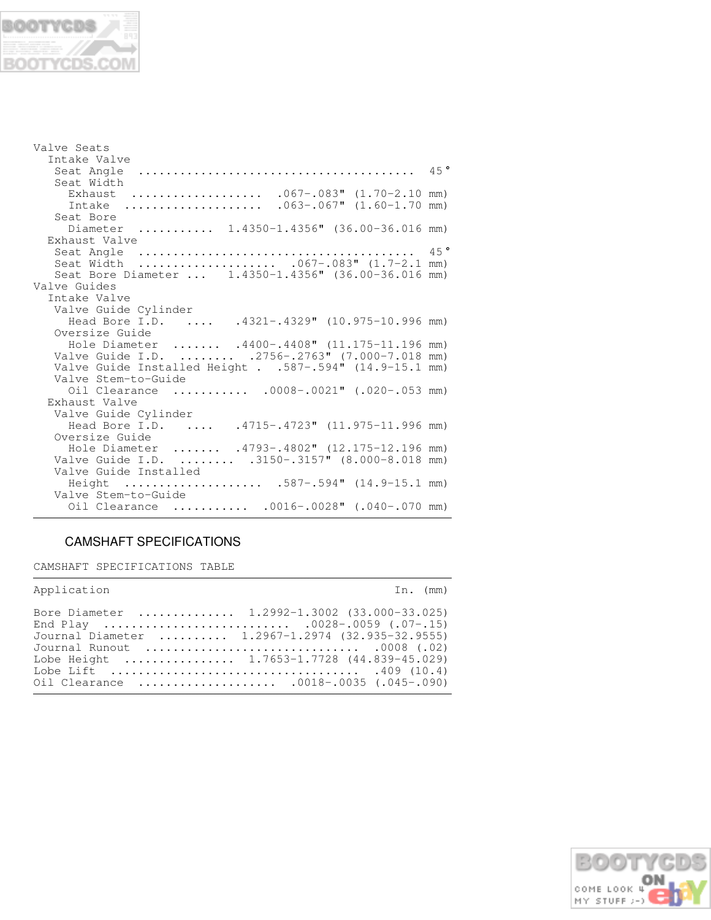Valve Seats

- Intake Valve
  - Seat Angle ........................................ 45°
  - Seat Width
    - Exhaust .................. .067-.083" (1.70-2.10 mm)
    - Intake ................... .063-.067" (1.60-1.70 mm)
  - Seat Bore
    - Diameter ........... 1.4350-1.4356" (36.00-36.016 mm)
- Exhaust Valve
  - Seat Angle ........................................ 45°
  - Seat Width .................... .067-.083" (1.7-2.1 mm)
  - Seat Bore Diameter ... 1.4350-1.4356" (36.00-36.016 mm)

Valve Guides

- Intake Valve
  - Valve Guide Cylinder
    - Head Bore I.D. .... .4321-.4329" (10.975-10.996 mm)
  - Oversize Guide
    - Hole Diameter ....... .4400-.4408" (11.175-11.196 mm)
  - Valve Guide I.D. ........ .2756-.2763" (7.000-7.018 mm)
  - Valve Guide Installed Height . .587-.594" (14.9-15.1 mm)
  - Valve Stem-to-Guide
    - Oil Clearance ........... .0008-.0021" (.020-.053 mm)
- Exhaust Valve
  - Valve Guide Cylinder
    - Head Bore I.D. .... .4715-.4723" (11.975-11.996 mm)
  - Oversize Guide
    - Hole Diameter ....... .4793-.4802" (12.175-12.196 mm)
  - Valve Guide I.D. ........ .3150-.3157" (8.000-8.018 mm)
  - Valve Guide Installed
    - Height .................... .587-.594" (14.9-15.1 mm)
  - Valve Stem-to-Guide
    - Oil Clearance ........... .0016-.0028" (.040-.070 mm)

## CAMSHAFT SPECIFICATIONS

CAMSHAFT SPECIFICATIONS TABLE

| Application | In. (mm) |
|---|---|
| Bore Diameter | 1.2992-1.3002 (33.000-33.025) |
| End Play | .0028-.0059 (.07-.15) |
| Journal Diameter | 1.2967-1.2974 (32.935-32.9555) |
| Journal Runout | .0008 (.02) |
| Lobe Height | 1.7653-1.7728 (44.839-45.029) |
| Lobe Lift | .409 (10.4) |
| Oil Clearance | .0018-.0035 (.045-.090) |